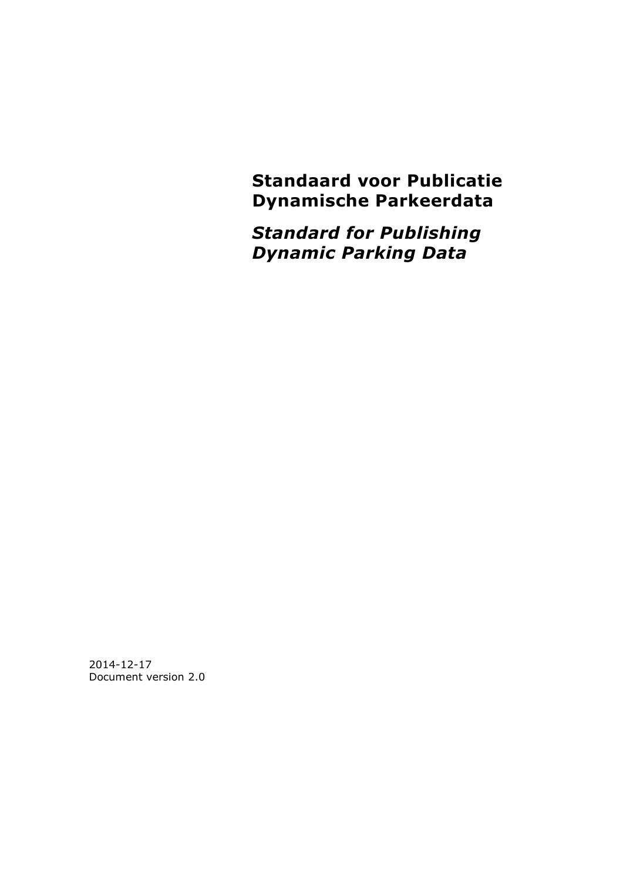# Standaard voor Publicatie Dynamische Parkeerdata

## *Standard for Publishing Dynamic Parking Data*

2014-12-17
Document version 2.0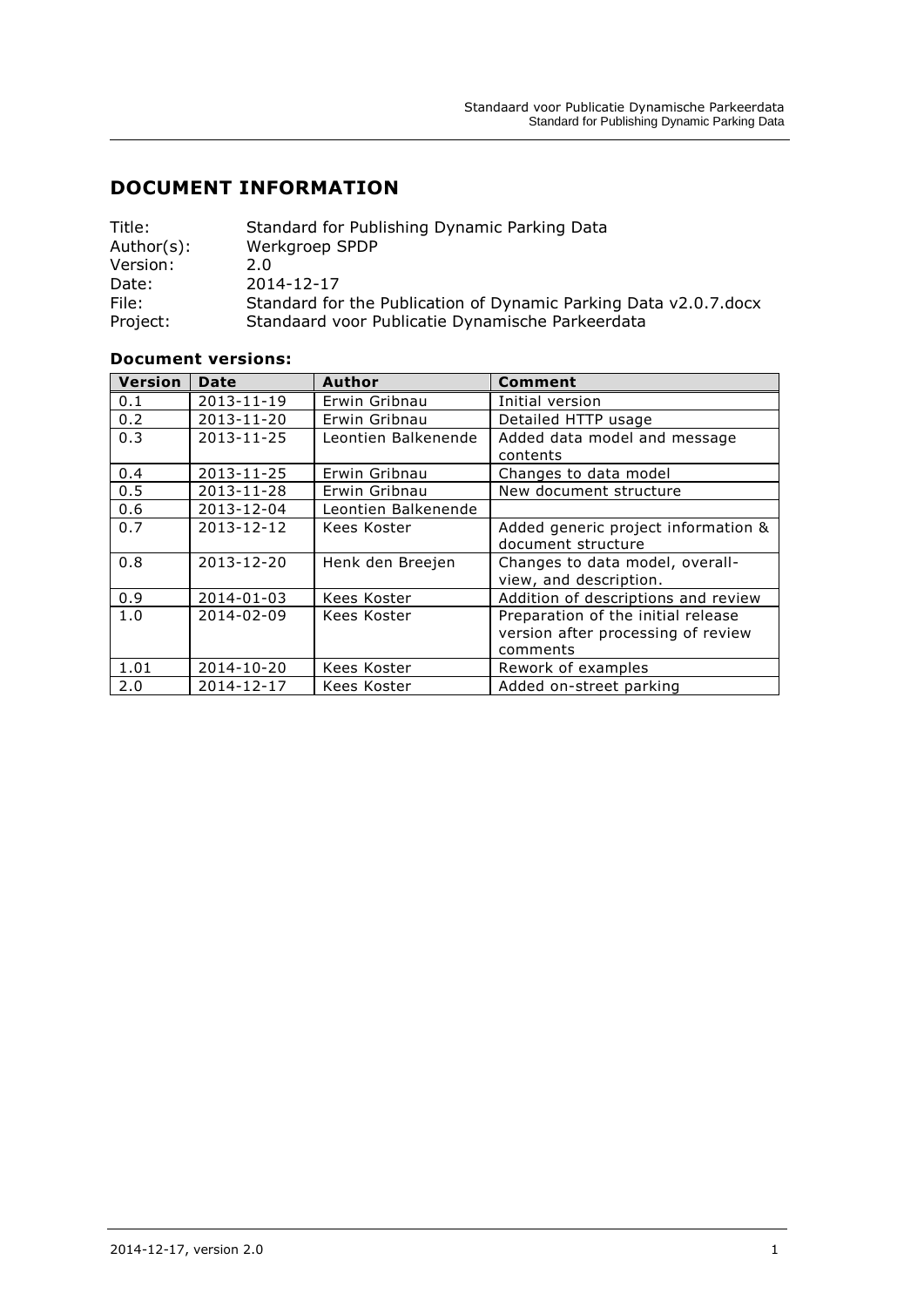# DOCUMENT INFORMATION

Title: Standard for Publishing Dynamic Parking Data
Author(s): Werkgroep SPDP
Version: 2.0
Date: 2014-12-17
File: Standard for the Publication of Dynamic Parking Data v2.0.7.docx
Project: Standaard voor Publicatie Dynamische Parkeerdata

**Document versions:**

| Version | Date | Author | Comment |
|---|---|---|---|
| 0.1 | 2013-11-19 | Erwin Gribnau | Initial version |
| 0.2 | 2013-11-20 | Erwin Gribnau | Detailed HTTP usage |
| 0.3 | 2013-11-25 | Leontien Balkenende | Added data model and message contents |
| 0.4 | 2013-11-25 | Erwin Gribnau | Changes to data model |
| 0.5 | 2013-11-28 | Erwin Gribnau | New document structure |
| 0.6 | 2013-12-04 | Leontien Balkenende | |
| 0.7 | 2013-12-12 | Kees Koster | Added generic project information & document structure |
| 0.8 | 2013-12-20 | Henk den Breejen | Changes to data model, overall-view, and description. |
| 0.9 | 2014-01-03 | Kees Koster | Addition of descriptions and review |
| 1.0 | 2014-02-09 | Kees Koster | Preparation of the initial release version after processing of review comments |
| 1.01 | 2014-10-20 | Kees Koster | Rework of examples |
| 2.0 | 2014-12-17 | Kees Koster | Added on-street parking |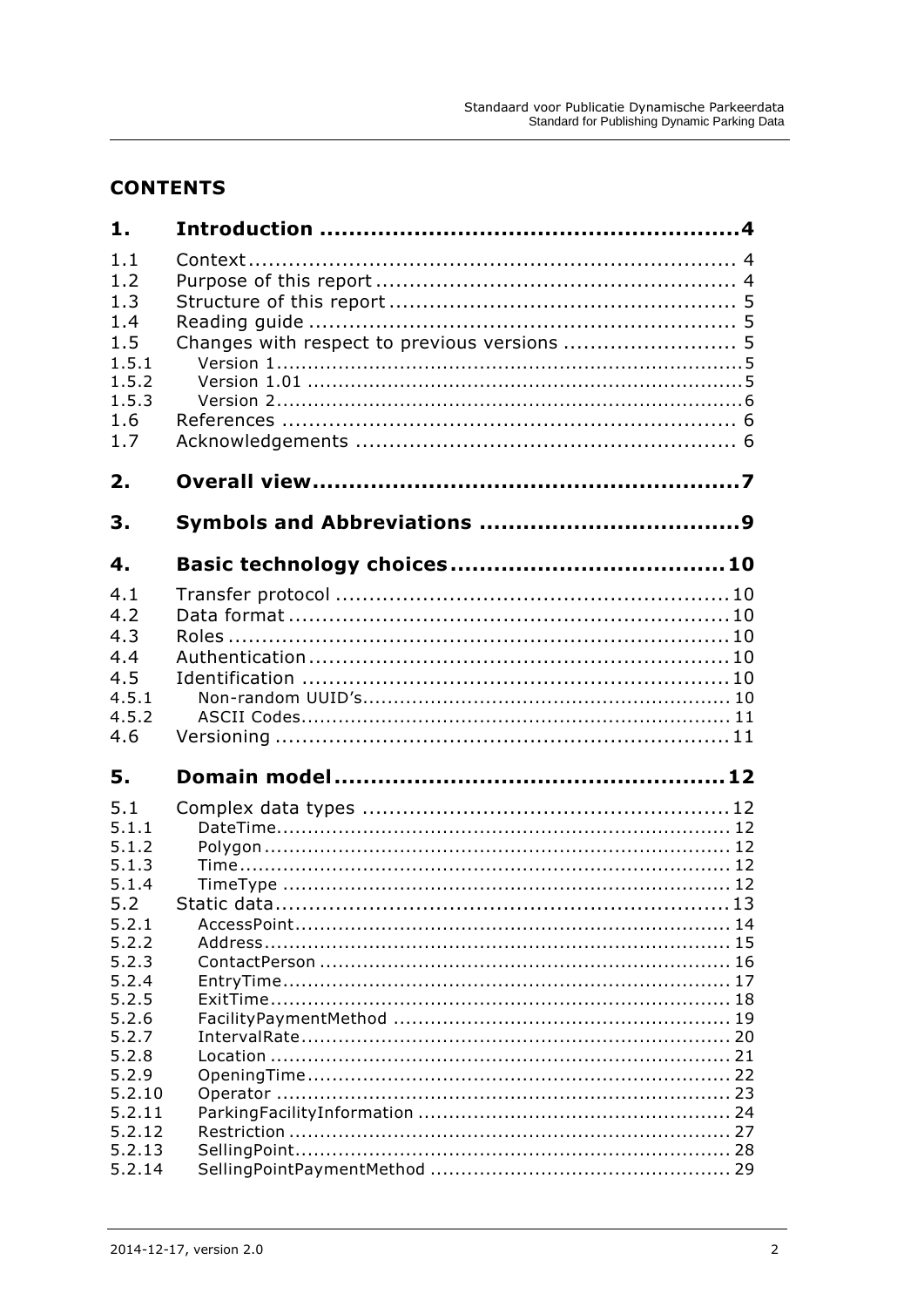# CONTENTS

| | | |
|---|---|---|
| **1.** | **Introduction** | **4** |
| 1.1 | Context | 4 |
| 1.2 | Purpose of this report | 4 |
| 1.3 | Structure of this report | 5 |
| 1.4 | Reading guide | 5 |
| 1.5 | Changes with respect to previous versions | 5 |
| 1.5.1 | Version 1 | 5 |
| 1.5.2 | Version 1.01 | 5 |
| 1.5.3 | Version 2 | 6 |
| 1.6 | References | 6 |
| 1.7 | Acknowledgements | 6 |
| **2.** | **Overall view** | **7** |
| **3.** | **Symbols and Abbreviations** | **9** |
| **4.** | **Basic technology choices** | **10** |
| 4.1 | Transfer protocol | 10 |
| 4.2 | Data format | 10 |
| 4.3 | Roles | 10 |
| 4.4 | Authentication | 10 |
| 4.5 | Identification | 10 |
| 4.5.1 | Non-random UUID's | 10 |
| 4.5.2 | ASCII Codes | 11 |
| 4.6 | Versioning | 11 |
| **5.** | **Domain model** | **12** |
| 5.1 | Complex data types | 12 |
| 5.1.1 | DateTime | 12 |
| 5.1.2 | Polygon | 12 |
| 5.1.3 | Time | 12 |
| 5.1.4 | TimeType | 12 |
| 5.2 | Static data | 13 |
| 5.2.1 | AccessPoint | 14 |
| 5.2.2 | Address | 15 |
| 5.2.3 | ContactPerson | 16 |
| 5.2.4 | EntryTime | 17 |
| 5.2.5 | ExitTime | 18 |
| 5.2.6 | FacilityPaymentMethod | 19 |
| 5.2.7 | IntervalRate | 20 |
| 5.2.8 | Location | 21 |
| 5.2.9 | OpeningTime | 22 |
| 5.2.10 | Operator | 23 |
| 5.2.11 | ParkingFacilityInformation | 24 |
| 5.2.12 | Restriction | 27 |
| 5.2.13 | SellingPoint | 28 |
| 5.2.14 | SellingPointPaymentMethod | 29 |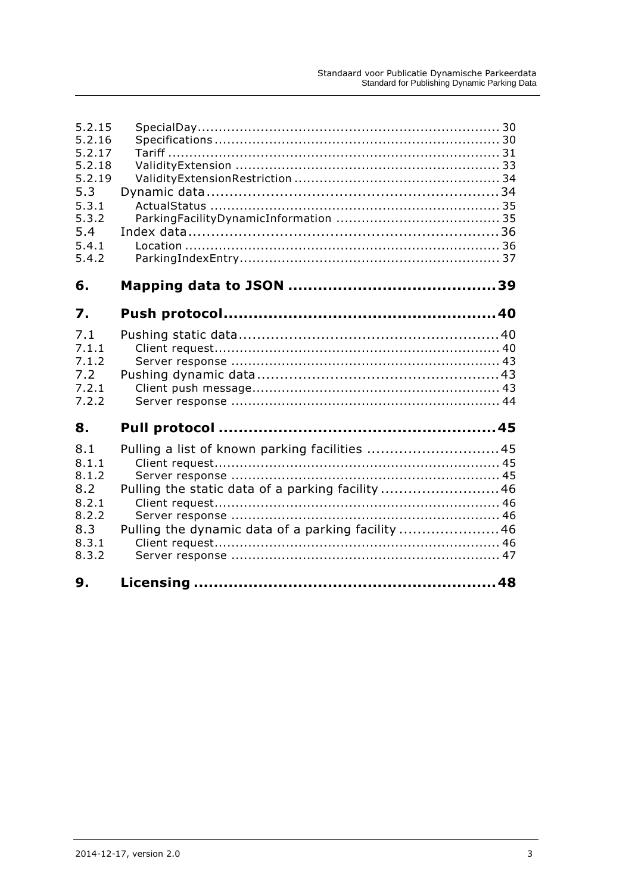| | | |
|---|---|---|
| 5.2.15 | SpecialDay | 30 |
| 5.2.16 | Specifications | 30 |
| 5.2.17 | Tariff | 31 |
| 5.2.18 | ValidityExtension | 33 |
| 5.2.19 | ValidityExtensionRestriction | 34 |
| 5.3 | Dynamic data | 34 |
| 5.3.1 | ActualStatus | 35 |
| 5.3.2 | ParkingFacilityDynamicInformation | 35 |
| 5.4 | Index data | 36 |
| 5.4.1 | Location | 36 |
| 5.4.2 | ParkingIndexEntry | 37 |
| **6.** | **Mapping data to JSON** | **39** |
| **7.** | **Push protocol** | **40** |
| 7.1 | Pushing static data | 40 |
| 7.1.1 | Client request | 40 |
| 7.1.2 | Server response | 43 |
| 7.2 | Pushing dynamic data | 43 |
| 7.2.1 | Client push message | 43 |
| 7.2.2 | Server response | 44 |
| **8.** | **Pull protocol** | **45** |
| 8.1 | Pulling a list of known parking facilities | 45 |
| 8.1.1 | Client request | 45 |
| 8.1.2 | Server response | 45 |
| 8.2 | Pulling the static data of a parking facility | 46 |
| 8.2.1 | Client request | 46 |
| 8.2.2 | Server response | 46 |
| 8.3 | Pulling the dynamic data of a parking facility | 46 |
| 8.3.1 | Client request | 46 |
| 8.3.2 | Server response | 47 |
| **9.** | **Licensing** | **48** |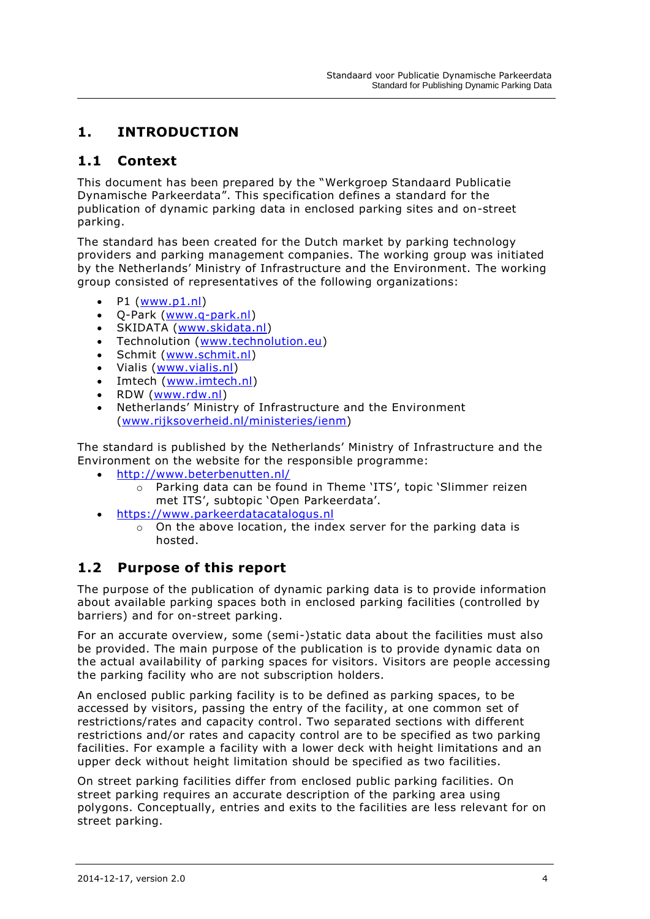# 1. INTRODUCTION

## 1.1 Context

This document has been prepared by the "Werkgroep Standaard Publicatie Dynamische Parkeerdata". This specification defines a standard for the publication of dynamic parking data in enclosed parking sites and on-street parking.

The standard has been created for the Dutch market by parking technology providers and parking management companies. The working group was initiated by the Netherlands' Ministry of Infrastructure and the Environment. The working group consisted of representatives of the following organizations:

- P1 (www.p1.nl)
- Q-Park (www.q-park.nl)
- SKIDATA (www.skidata.nl)
- Technolution (www.technolution.eu)
- Schmit (www.schmit.nl)
- Vialis (www.vialis.nl)
- Imtech (www.imtech.nl)
- RDW (www.rdw.nl)
- Netherlands' Ministry of Infrastructure and the Environment (www.rijksoverheid.nl/ministeries/ienm)

The standard is published by the Netherlands' Ministry of Infrastructure and the Environment on the website for the responsible programme:

- http://www.beterbenutten.nl/
  - Parking data can be found in Theme 'ITS', topic 'Slimmer reizen met ITS', subtopic 'Open Parkeerdata'.
- https://www.parkeerdatacatalogus.nl
  - On the above location, the index server for the parking data is hosted.

## 1.2 Purpose of this report

The purpose of the publication of dynamic parking data is to provide information about available parking spaces both in enclosed parking facilities (controlled by barriers) and for on-street parking.

For an accurate overview, some (semi-)static data about the facilities must also be provided. The main purpose of the publication is to provide dynamic data on the actual availability of parking spaces for visitors. Visitors are people accessing the parking facility who are not subscription holders.

An enclosed public parking facility is to be defined as parking spaces, to be accessed by visitors, passing the entry of the facility, at one common set of restrictions/rates and capacity control. Two separated sections with different restrictions and/or rates and capacity control are to be specified as two parking facilities. For example a facility with a lower deck with height limitations and an upper deck without height limitation should be specified as two facilities.

On street parking facilities differ from enclosed public parking facilities. On street parking requires an accurate description of the parking area using polygons. Conceptually, entries and exits to the facilities are less relevant for on street parking.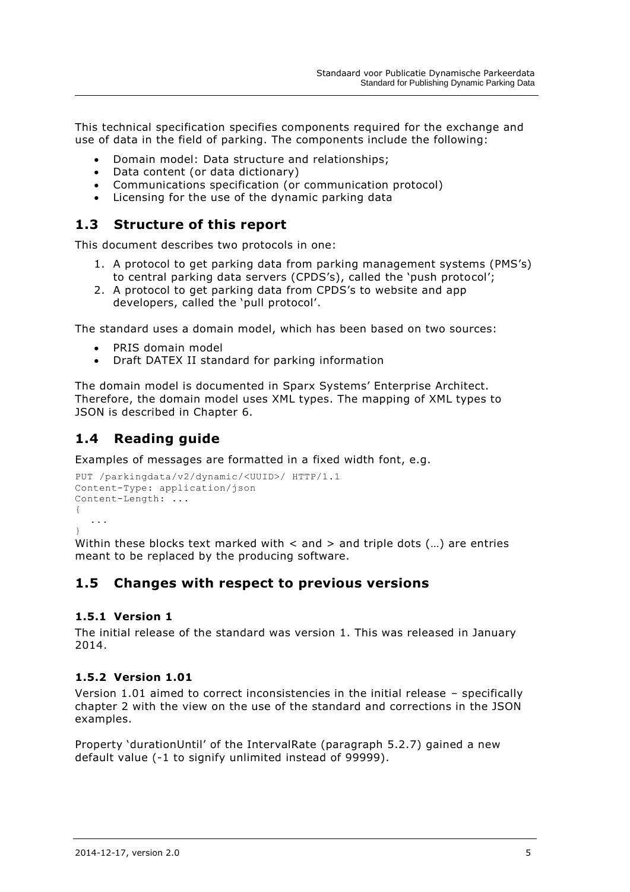This technical specification specifies components required for the exchange and use of data in the field of parking. The components include the following:

- Domain model: Data structure and relationships;
- Data content (or data dictionary)
- Communications specification (or communication protocol)
- Licensing for the use of the dynamic parking data

## 1.3 Structure of this report

This document describes two protocols in one:

1. A protocol to get parking data from parking management systems (PMS's) to central parking data servers (CPDS's), called the 'push protocol';
2. A protocol to get parking data from CPDS's to website and app developers, called the 'pull protocol'.

The standard uses a domain model, which has been based on two sources:

- PRIS domain model
- Draft DATEX II standard for parking information

The domain model is documented in Sparx Systems' Enterprise Architect. Therefore, the domain model uses XML types. The mapping of XML types to JSON is described in Chapter 6.

## 1.4 Reading guide

Examples of messages are formatted in a fixed width font, e.g.

```
PUT /parkingdata/v2/dynamic/<UUID>/ HTTP/1.1
Content-Type: application/json
Content-Length: ...
{
   ...
}
```

Within these blocks text marked with < and > and triple dots (…) are entries meant to be replaced by the producing software.

## 1.5 Changes with respect to previous versions

### 1.5.1 Version 1

The initial release of the standard was version 1. This was released in January 2014.

### 1.5.2 Version 1.01

Version 1.01 aimed to correct inconsistencies in the initial release – specifically chapter 2 with the view on the use of the standard and corrections in the JSON examples.

Property 'durationUntil' of the IntervalRate (paragraph 5.2.7) gained a new default value (-1 to signify unlimited instead of 99999).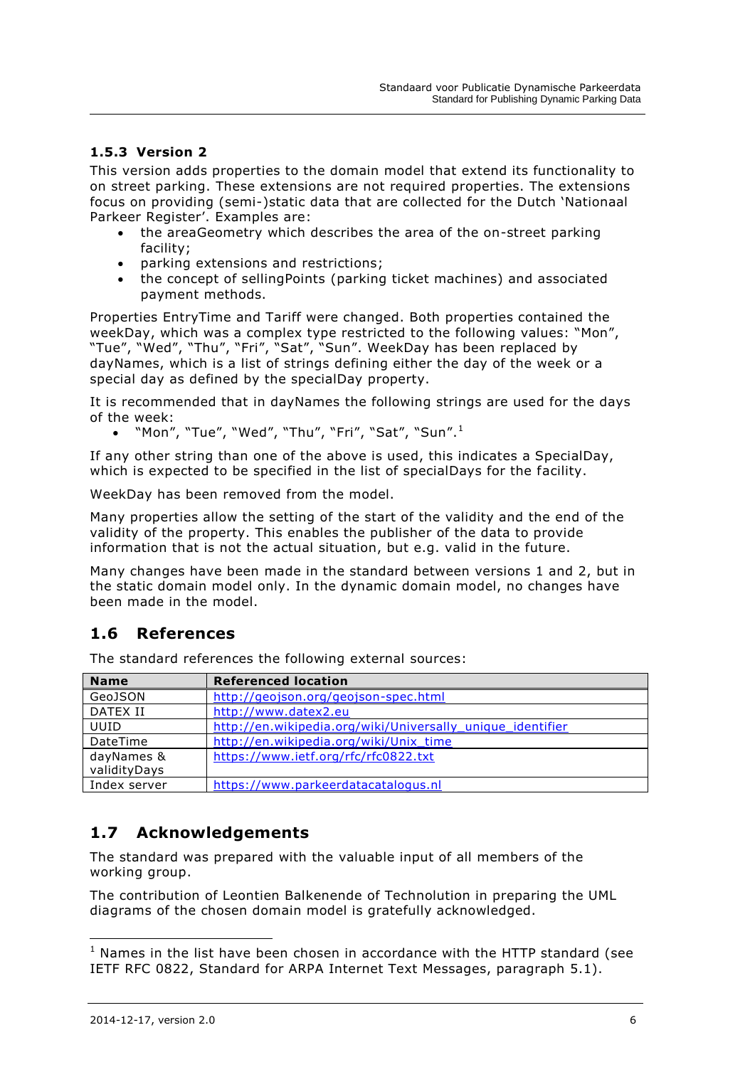### 1.5.3 Version 2

This version adds properties to the domain model that extend its functionality to on street parking. These extensions are not required properties. The extensions focus on providing (semi-)static data that are collected for the Dutch 'Nationaal Parkeer Register'. Examples are:

- the areaGeometry which describes the area of the on-street parking facility;
- parking extensions and restrictions;
- the concept of sellingPoints (parking ticket machines) and associated payment methods.

Properties EntryTime and Tariff were changed. Both properties contained the weekDay, which was a complex type restricted to the following values: "Mon", "Tue", "Wed", "Thu", "Fri", "Sat", "Sun". WeekDay has been replaced by dayNames, which is a list of strings defining either the day of the week or a special day as defined by the specialDay property.

It is recommended that in dayNames the following strings are used for the days of the week:

- "Mon", "Tue", "Wed", "Thu", "Fri", "Sat", "Sun".[1]

If any other string than one of the above is used, this indicates a SpecialDay, which is expected to be specified in the list of specialDays for the facility.

WeekDay has been removed from the model.

Many properties allow the setting of the start of the validity and the end of the validity of the property. This enables the publisher of the data to provide information that is not the actual situation, but e.g. valid in the future.

Many changes have been made in the standard between versions 1 and 2, but in the static domain model only. In the dynamic domain model, no changes have been made in the model.

## 1.6 References

The standard references the following external sources:

| Name | Referenced location |
|---|---|
| GeoJSON | http://geojson.org/geojson-spec.html |
| DATEX II | http://www.datex2.eu |
| UUID | http://en.wikipedia.org/wiki/Universally_unique_identifier |
| DateTime | http://en.wikipedia.org/wiki/Unix_time |
| dayNames & validityDays | https://www.ietf.org/rfc/rfc0822.txt |
| Index server | https://www.parkeerdatacatalogus.nl |

## 1.7 Acknowledgements

The standard was prepared with the valuable input of all members of the working group.

The contribution of Leontien Balkenende of Technolution in preparing the UML diagrams of the chosen domain model is gratefully acknowledged.

[1] Names in the list have been chosen in accordance with the HTTP standard (see IETF RFC 0822, Standard for ARPA Internet Text Messages, paragraph 5.1).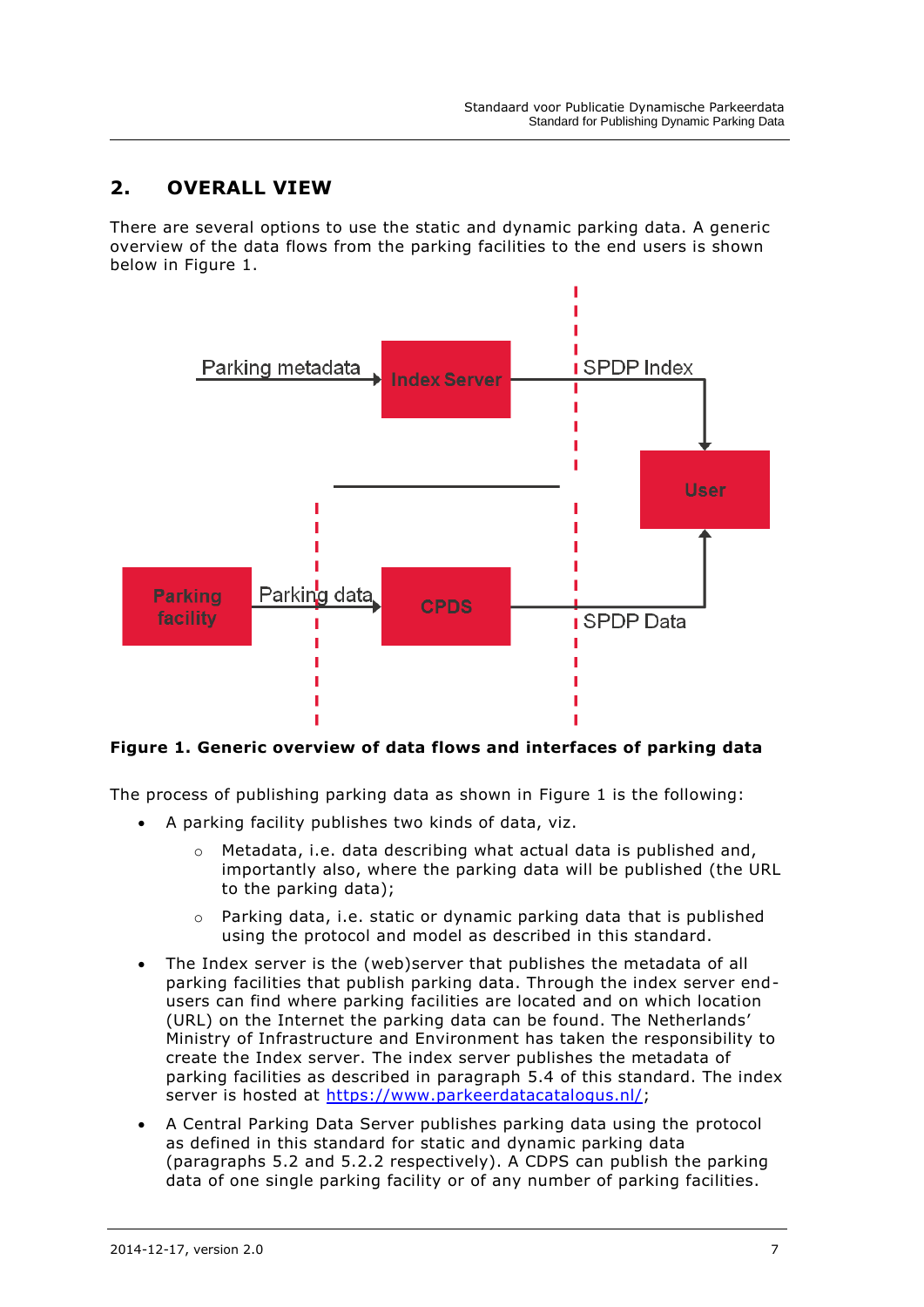## 2. OVERALL VIEW

There are several options to use the static and dynamic parking data. A generic overview of the data flows from the parking facilities to the end users is shown below in Figure 1.

**Figure 1. Generic overview of data flows and interfaces of parking data**

The process of publishing parking data as shown in Figure 1 is the following:

- A parking facility publishes two kinds of data, viz.
  - Metadata, i.e. data describing what actual data is published and, importantly also, where the parking data will be published (the URL to the parking data);
  - Parking data, i.e. static or dynamic parking data that is published using the protocol and model as described in this standard.
- The Index server is the (web)server that publishes the metadata of all parking facilities that publish parking data. Through the index server end-users can find where parking facilities are located and on which location (URL) on the Internet the parking data can be found. The Netherlands' Ministry of Infrastructure and Environment has taken the responsibility to create the Index server. The index server publishes the metadata of parking facilities as described in paragraph 5.4 of this standard. The index server is hosted at [https://www.parkeerdatacatalogus.nl/](https://www.parkeerdatacatalogus.nl/);
- A Central Parking Data Server publishes parking data using the protocol as defined in this standard for static and dynamic parking data (paragraphs 5.2 and 5.2.2 respectively). A CDPS can publish the parking data of one single parking facility or of any number of parking facilities.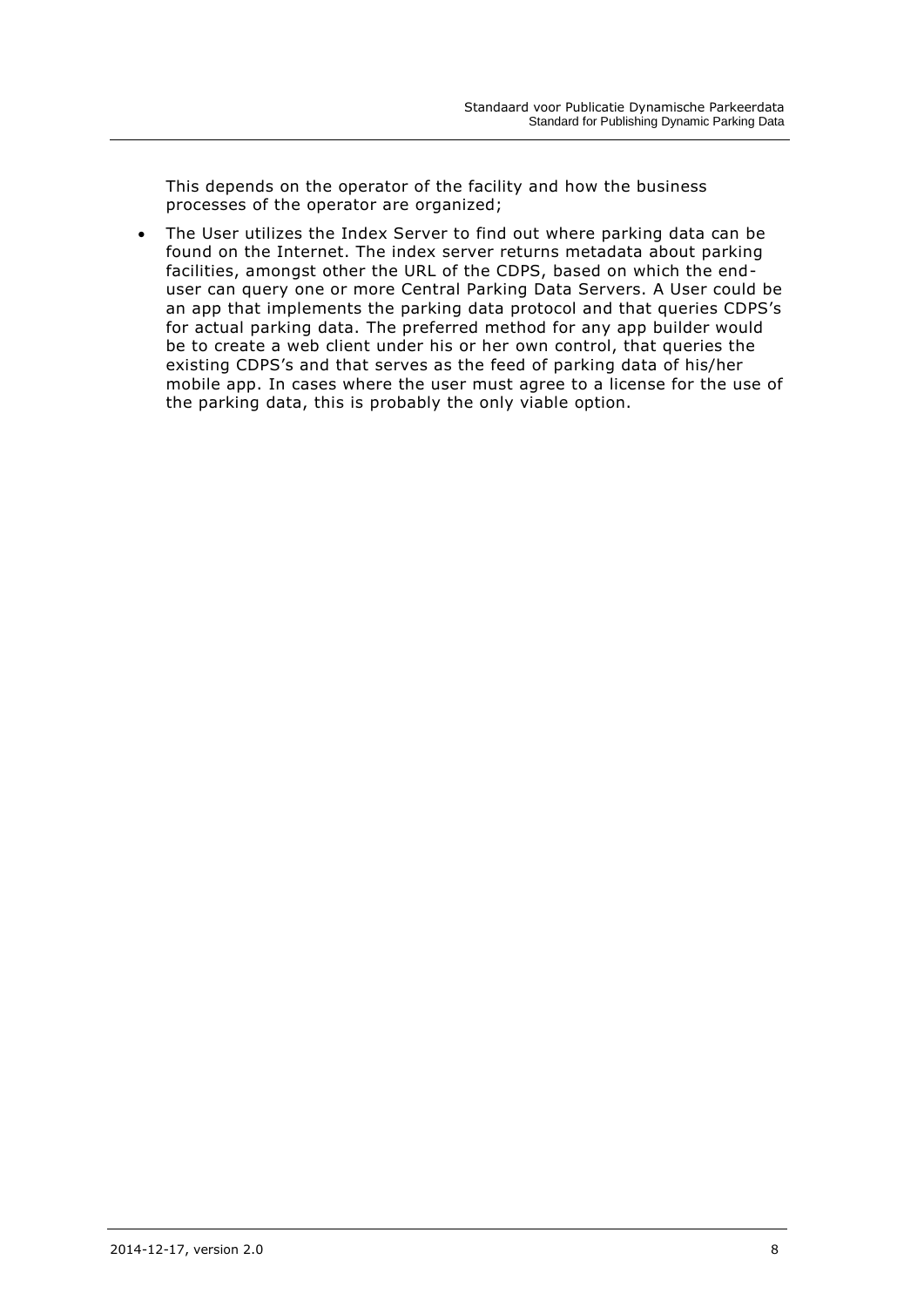This depends on the operator of the facility and how the business processes of the operator are organized;

- The User utilizes the Index Server to find out where parking data can be found on the Internet. The index server returns metadata about parking facilities, amongst other the URL of the CDPS, based on which the end-user can query one or more Central Parking Data Servers. A User could be an app that implements the parking data protocol and that queries CDPS's for actual parking data. The preferred method for any app builder would be to create a web client under his or her own control, that queries the existing CDPS's and that serves as the feed of parking data of his/her mobile app. In cases where the user must agree to a license for the use of the parking data, this is probably the only viable option.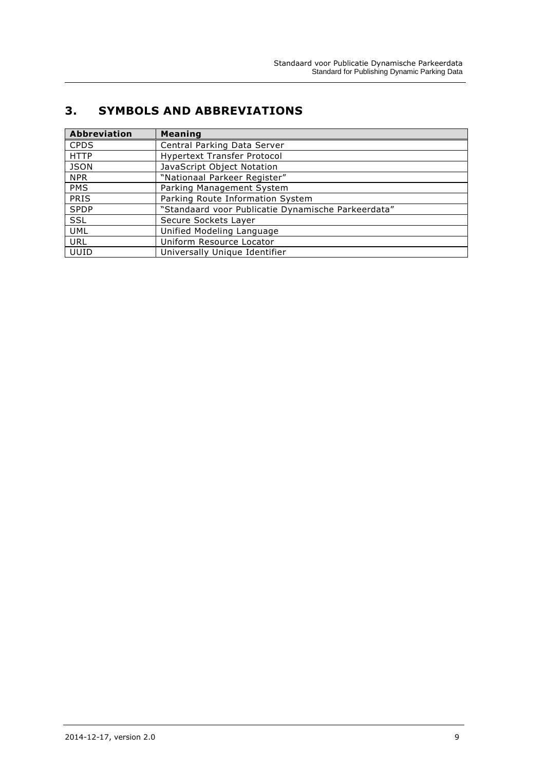# 3. SYMBOLS AND ABBREVIATIONS

| Abbreviation | Meaning |
|---|---|
| CPDS | Central Parking Data Server |
| HTTP | Hypertext Transfer Protocol |
| JSON | JavaScript Object Notation |
| NPR | "Nationaal Parkeer Register" |
| PMS | Parking Management System |
| PRIS | Parking Route Information System |
| SPDP | "Standaard voor Publicatie Dynamische Parkeerdata" |
| SSL | Secure Sockets Layer |
| UML | Unified Modeling Language |
| URL | Uniform Resource Locator |
| UUID | Universally Unique Identifier |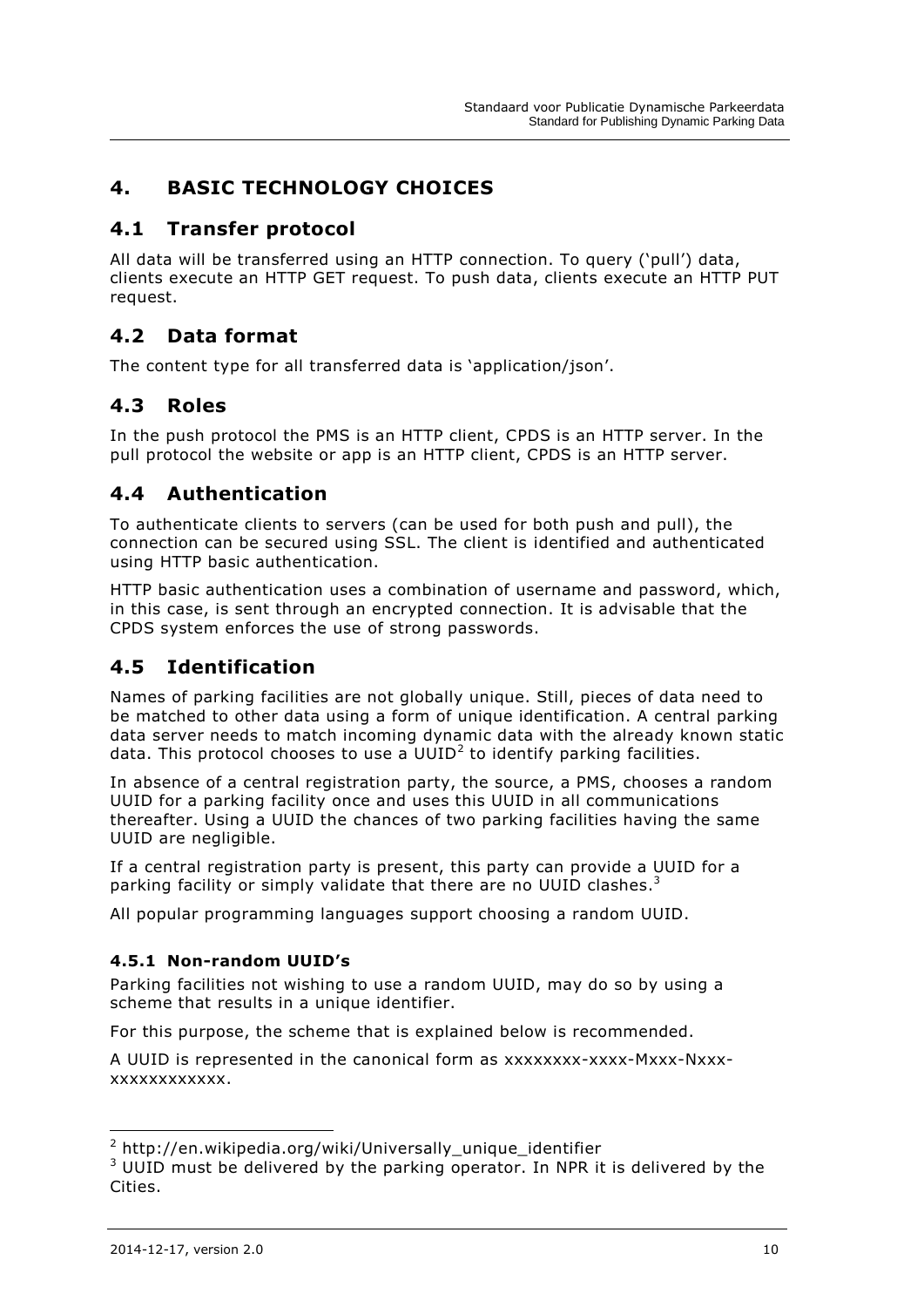# 4. BASIC TECHNOLOGY CHOICES

## 4.1 Transfer protocol

All data will be transferred using an HTTP connection. To query ('pull') data, clients execute an HTTP GET request. To push data, clients execute an HTTP PUT request.

## 4.2 Data format

The content type for all transferred data is 'application/json'.

## 4.3 Roles

In the push protocol the PMS is an HTTP client, CPDS is an HTTP server. In the pull protocol the website or app is an HTTP client, CPDS is an HTTP server.

## 4.4 Authentication

To authenticate clients to servers (can be used for both push and pull), the connection can be secured using SSL. The client is identified and authenticated using HTTP basic authentication.

HTTP basic authentication uses a combination of username and password, which, in this case, is sent through an encrypted connection. It is advisable that the CPDS system enforces the use of strong passwords.

## 4.5 Identification

Names of parking facilities are not globally unique. Still, pieces of data need to be matched to other data using a form of unique identification. A central parking data server needs to match incoming dynamic data with the already known static data. This protocol chooses to use a UUID[2] to identify parking facilities.

In absence of a central registration party, the source, a PMS, chooses a random UUID for a parking facility once and uses this UUID in all communications thereafter. Using a UUID the chances of two parking facilities having the same UUID are negligible.

If a central registration party is present, this party can provide a UUID for a parking facility or simply validate that there are no UUID clashes.[3]

All popular programming languages support choosing a random UUID.

### 4.5.1 Non-random UUID's

Parking facilities not wishing to use a random UUID, may do so by using a scheme that results in a unique identifier.

For this purpose, the scheme that is explained below is recommended.

A UUID is represented in the canonical form as xxxxxxxx-xxxx-Mxxx-Nxxx-xxxxxxxxxxxx.

---

[2] http://en.wikipedia.org/wiki/Universally_unique_identifier

[3] UUID must be delivered by the parking operator. In NPR it is delivered by the Cities.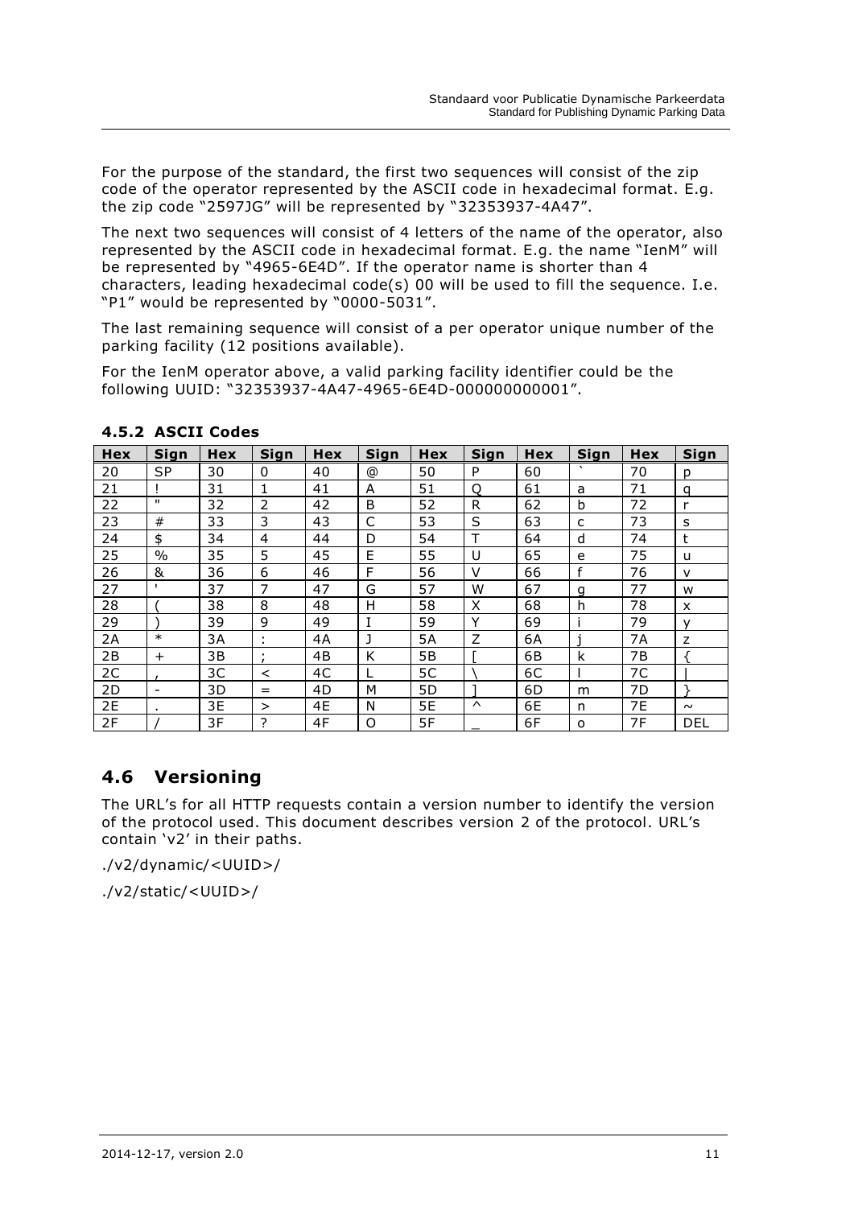For the purpose of the standard, the first two sequences will consist of the zip code of the operator represented by the ASCII code in hexadecimal format. E.g. the zip code "2597JG" will be represented by "32353937-4A47".

The next two sequences will consist of 4 letters of the name of the operator, also represented by the ASCII code in hexadecimal format. E.g. the name "IenM" will be represented by "4965-6E4D". If the operator name is shorter than 4 characters, leading hexadecimal code(s) 00 will be used to fill the sequence. I.e. "P1" would be represented by "0000-5031".

The last remaining sequence will consist of a per operator unique number of the parking facility (12 positions available).

For the IenM operator above, a valid parking facility identifier could be the following UUID: "32353937-4A47-4965-6E4D-000000000001".

### 4.5.2 ASCII Codes

| Hex | Sign | Hex | Sign | Hex | Sign | Hex | Sign | Hex | Sign | Hex | Sign |
|---|---|---|---|---|---|---|---|---|---|---|---|
| 20 | SP | 30 | 0 | 40 | @ | 50 | P | 60 | ` | 70 | p |
| 21 | ! | 31 | 1 | 41 | A | 51 | Q | 61 | a | 71 | q |
| 22 | " | 32 | 2 | 42 | B | 52 | R | 62 | b | 72 | r |
| 23 | # | 33 | 3 | 43 | C | 53 | S | 63 | c | 73 | s |
| 24 | $ | 34 | 4 | 44 | D | 54 | T | 64 | d | 74 | t |
| 25 | % | 35 | 5 | 45 | E | 55 | U | 65 | e | 75 | u |
| 26 | & | 36 | 6 | 46 | F | 56 | V | 66 | f | 76 | v |
| 27 | ' | 37 | 7 | 47 | G | 57 | W | 67 | g | 77 | w |
| 28 | ( | 38 | 8 | 48 | H | 58 | X | 68 | h | 78 | x |
| 29 | ) | 39 | 9 | 49 | I | 59 | Y | 69 | i | 79 | y |
| 2A | * | 3A | : | 4A | J | 5A | Z | 6A | j | 7A | z |
| 2B | + | 3B | ; | 4B | K | 5B | [ | 6B | k | 7B | { |
| 2C | , | 3C | < | 4C | L | 5C | \ | 6C | l | 7C | \| |
| 2D | - | 3D | = | 4D | M | 5D | ] | 6D | m | 7D | } |
| 2E | . | 3E | > | 4E | N | 5E | ^ | 6E | n | 7E | ~ |
| 2F | / | 3F | ? | 4F | O | 5F | _ | 6F | o | 7F | DEL |

## 4.6 Versioning

The URL's for all HTTP requests contain a version number to identify the version of the protocol used. This document describes version 2 of the protocol. URL's contain 'v2' in their paths.

./v2/dynamic/<UUID>/

./v2/static/<UUID>/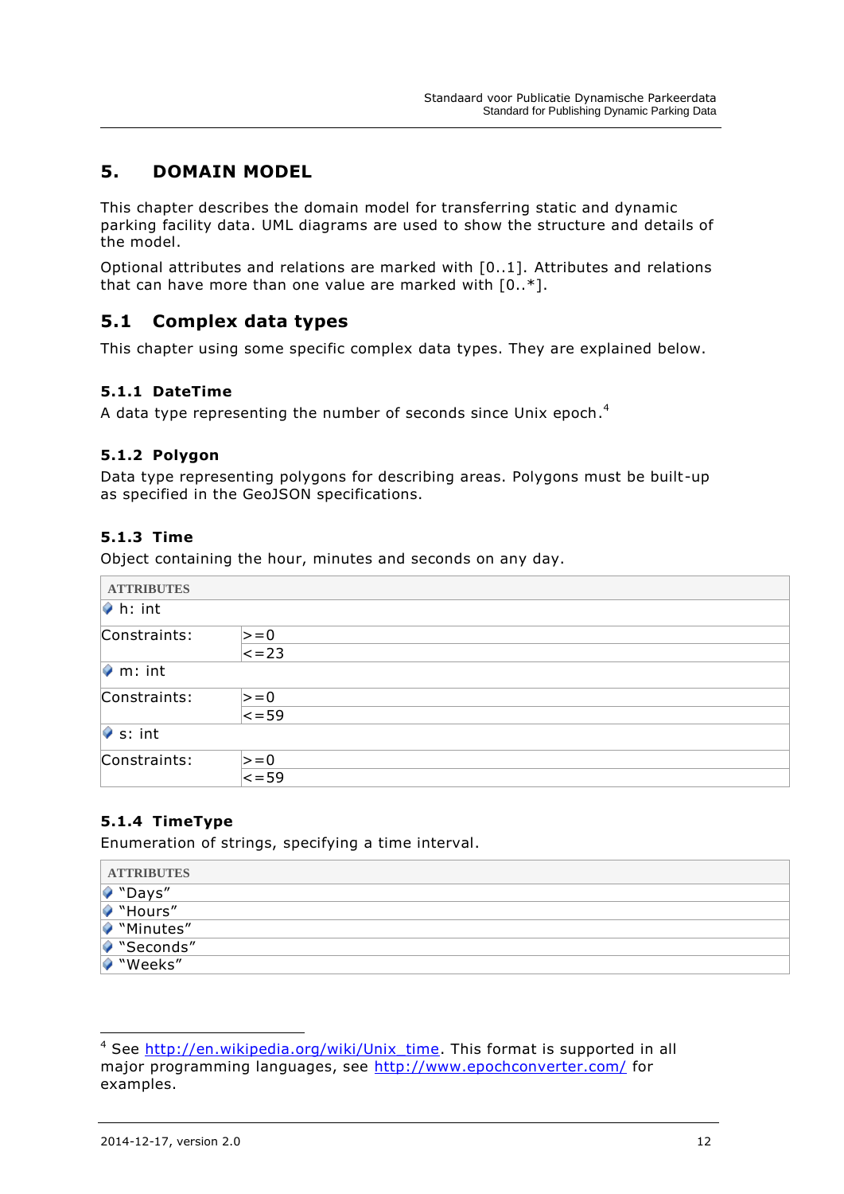# 5. DOMAIN MODEL

This chapter describes the domain model for transferring static and dynamic parking facility data. UML diagrams are used to show the structure and details of the model.

Optional attributes and relations are marked with [0..1]. Attributes and relations that can have more than one value are marked with [0..*].

## 5.1 Complex data types

This chapter using some specific complex data types. They are explained below.

### 5.1.1 DateTime

A data type representing the number of seconds since Unix epoch.[4]

### 5.1.2 Polygon

Data type representing polygons for describing areas. Polygons must be built-up as specified in the GeoJSON specifications.

### 5.1.3 Time

Object containing the hour, minutes and seconds on any day.

| ATTRIBUTES | |
|---|---|
| h: int | |
| Constraints: | >=0 |
| | <=23 |
| m: int | |
| Constraints: | >=0 |
| | <=59 |
| s: int | |
| Constraints: | >=0 |
| | <=59 |

### 5.1.4 TimeType

Enumeration of strings, specifying a time interval.

| ATTRIBUTES |
|---|
| "Days" |
| "Hours" |
| "Minutes" |
| "Seconds" |
| "Weeks" |

---

[4] See http://en.wikipedia.org/wiki/Unix_time. This format is supported in all major programming languages, see http://www.epochconverter.com/ for examples.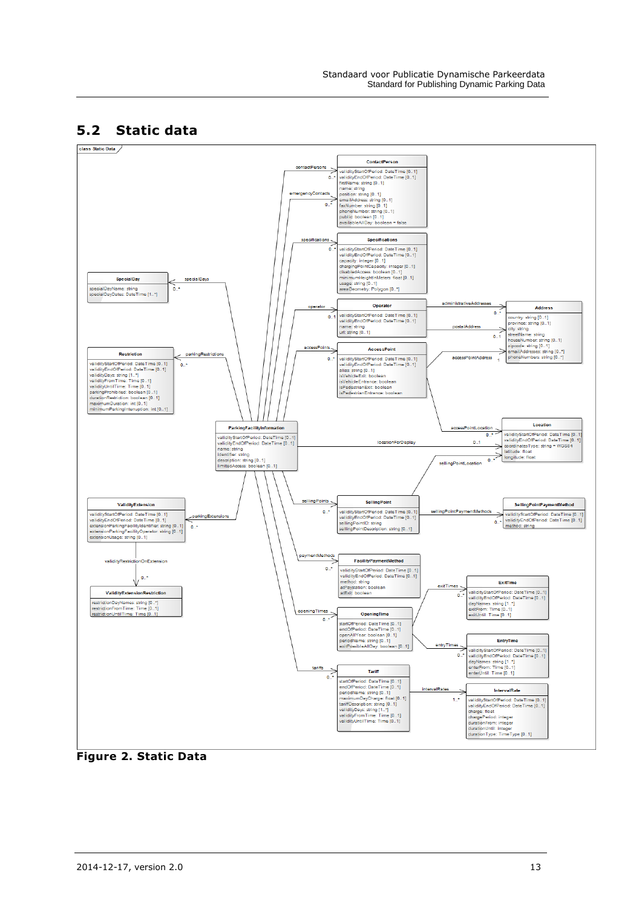## 5.2 Static data

class Static Data

**ContactPerson**
- validityStartOfPeriod: DateTime [0..1]
- validityEndOfPeriod: DateTime [0..1]
- firstName: string [0..1]
- name: string
- position: string [0..1]
- emailAddress: string [0..1]
- faxNumber: string [0..1]
- phoneNumber: string [0..1]
- public: boolean [0..1]
- availableAllDay: boolean = false

**Specifications**
- validityStartOfPeriod: DateTime [0..1]
- validityEndOfPeriod: DateTime [0..1]
- capacity: integer [0..1]
- chargingPointCapacity: integer [0..1]
- disabledAccess: boolean [0..1]
- minimumHeightInMeters: float [0..1]
- usage: string [0..1]
- areaGeometry: Polygon [0..*]

**SpecialDay**
- specialDayName: string
- specialDayDates: DateTime [1..*]

**Operator**
- validityStartOfPeriod: DateTime [0..1]
- validityEndOfPeriod: DateTime [0..1]
- name: string
- url: string [0..1]

**Address**
- country: string [0..1]
- province: string [0..1]
- city: string
- streetName: string
- houseNumber: string [0..1]
- zipcode: string [0..1]
- emailAddresses: string [0..*]
- phoneNumbers: string [0..*]

**Restriction**
- validityStartOfPeriod: DateTime [0..1]
- validityEndOfPeriod: DateTime [0..1]
- validityDays: string [1..*]
- validityFromTime: Time [0..1]
- validityUntilTime: Time [0..1]
- parkingProhibited: boolean [0..1]
- durationRestriction: boolean [0..1]
- maximumDuration: int [0..1]
- minimumParkingInterruption: int [0..1]

**AccessPoint**
- validityStartOfPeriod: DateTime [0..1]
- validityEndOfPeriod: DateTime [0..1]
- alias: string [0..1]
- isVehicleExit: boolean
- isVehicleEntrance: boolean
- isPedestrianExit: boolean
- isPedestrianEntrance: boolean

**ParkingFacilityInformation**
- validityStartOfPeriod: DateTime [0..1]
- validityEndOfPeriod: DateTime [0..1]
- name: string
- identifier: string
- description: string [0..1]
- limitedAccess: boolean [0..1]

**Location**
- validityStartOfPeriod: DateTime [0..1]
- validityEndOfPeriod: DateTime [0..1]
- coordinatesType: string = WGS84
- latitude: float
- longitude: float

**ValidityExtension**
- validityStartOfPeriod: DateTime [0..1]
- validityEndOfPeriod: DateTime [0..1]
- extensionParkingFacilityIdentifier: string [0..1]
- extensionParkingFacilityOperator: string [0..1]
- extensionUsage: string [0..1]

**SellingPoint**
- validityStartOfPeriod: DateTime [0..1]
- validityEndOfPeriod: DateTime [0..1]
- sellingPointID: string
- sellingPointDescription: string [0..1]

**SellingPointPaymentMethod**
- validityStartOfPeriod: DateTime [0..1]
- validityEndOfPeriod: DateTime [0..1]
- method: string

**ValidityExtensionRestriction**
- restrictionDayNames: string [0..*]
- restrictionFromTime: Time [0..1]
- restrictionUntilTime: Time [0..1]

**FacilityPaymentMethod**
- validityStartOfPeriod: DateTime [0..1]
- validityEndOfPeriod: DateTime [0..1]
- method: string
- atPaystation: boolean
- atExit: boolean

**ExitTime**
- validityStartOfPeriod: DateTime [0..1]
- validityEndOfPeriod: DateTime [0..1]
- dayNames: string [1..*]
- exitFrom: Time [0..1]
- exitUntil: Time [0..1]

**OpeningTime**
- startOfPeriod: DateTime [0..1]
- endOfPeriod: DateTime [0..1]
- openAllYear: boolean [0..1]
- periodName: string [0..1]
- exitPossibleAllDay: boolean [0..1]

**EntryTime**
- validityStartOfPeriod: DateTime [0..1]
- validityEndOfPeriod: DateTime [0..1]
- dayNames: string [1..*]
- enterFrom: Time [0..1]
- enterUntil: Time [0..1]

**Tariff**
- startOfPeriod: DateTime [0..1]
- endOfPeriod: DateTime [0..1]
- periodName: string [0..1]
- maximumDayCharge: float [0..1]
- tariffDescription: string [0..1]
- validityDays: string [1..*]
- validityFromTime: Time [0..1]
- validityUntilTime: Time [0..1]

**IntervalRate**
- validityStartOfPeriod: DateTime [0..1]
- validityEndOfPeriod: DateTime [0..1]
- charge: float
- chargePeriod: integer
- durationFrom: integer
- durationUntil: integer
- durationType: TimeType [0..1]

Associations: contactPersons 0..*, emergencyContacts 0..*, specifications 0..*, specialDays 0..*, operator 0..1, administrativeAddresses 0..*, postalAddress 0..1, accessPoints 0..*, accessPointAddress 1, parkingRestrictions 0..*, accessPointLocation 0..*, locationForDisplay 0..1, sellingPointLocation 0..*, parkingExtensions 0..*, sellingPoints 0..*, sellingPointPaymentMethods 0..*, validityRestrictionOnExtension 0..*, paymentMethods 0..*, exitTimes 0..*, openingTimes 0..*, entryTimes 0..*, tariffs 0..*, intervalRates 1..*

**Figure 2. Static Data**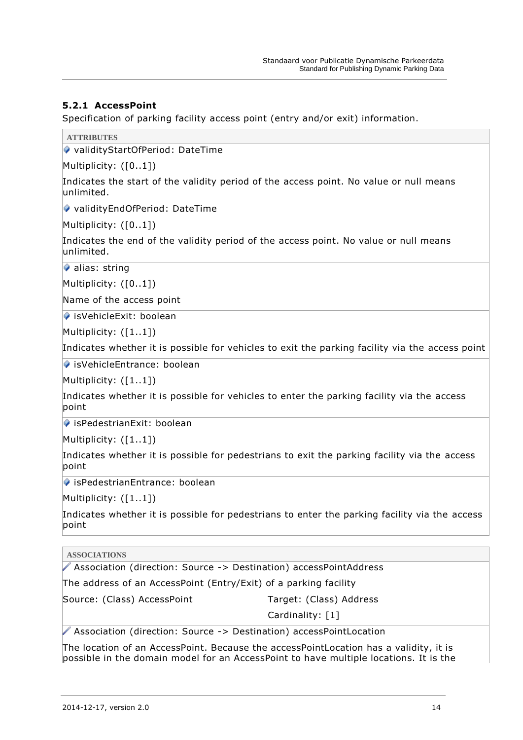### 5.2.1 AccessPoint

Specification of parking facility access point (entry and/or exit) information.

**ATTRIBUTES**

validityStartOfPeriod: DateTime

Multiplicity: ([0..1])

Indicates the start of the validity period of the access point. No value or null means unlimited.

validityEndOfPeriod: DateTime

Multiplicity: ([0..1])

Indicates the end of the validity period of the access point. No value or null means unlimited.

alias: string

Multiplicity: ([0..1])

Name of the access point

isVehicleExit: boolean

Multiplicity: ([1..1])

Indicates whether it is possible for vehicles to exit the parking facility via the access point

isVehicleEntrance: boolean

Multiplicity: ([1..1])

Indicates whether it is possible for vehicles to enter the parking facility via the access point

isPedestrianExit: boolean

Multiplicity: ([1..1])

Indicates whether it is possible for pedestrians to exit the parking facility via the access point

isPedestrianEntrance: boolean

Multiplicity: ([1..1])

Indicates whether it is possible for pedestrians to enter the parking facility via the access point

**ASSOCIATIONS**

Association (direction: Source -> Destination) accessPointAddress

The address of an AccessPoint (Entry/Exit) of a parking facility

| Source: (Class) AccessPoint | Target: (Class) Address |
|---|---|
| | Cardinality: [1] |

Association (direction: Source -> Destination) accessPointLocation

The location of an AccessPoint. Because the accessPointLocation has a validity, it is possible in the domain model for an AccessPoint to have multiple locations. It is the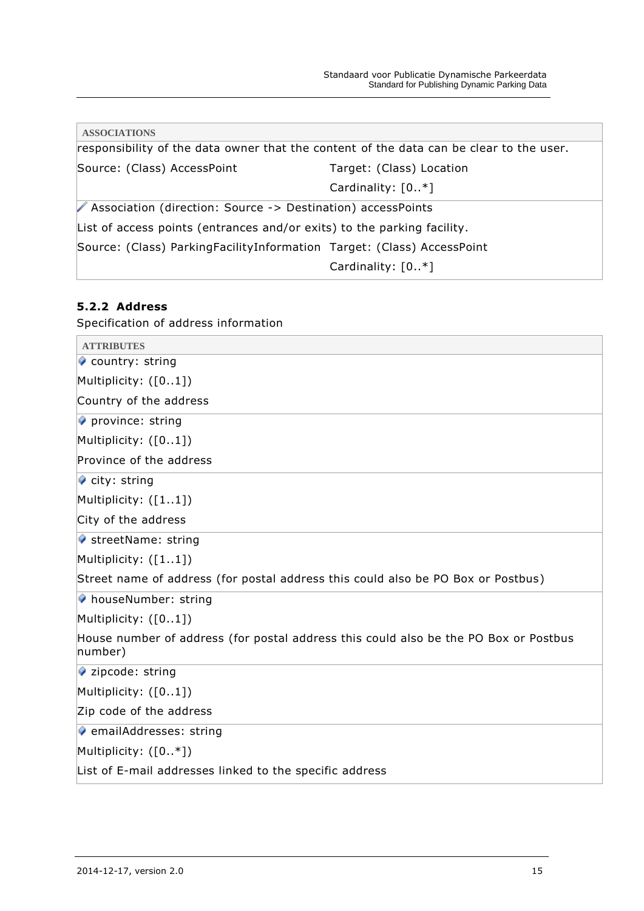| ASSOCIATIONS | |
|---|---|
| responsibility of the data owner that the content of the data can be clear to the user. | |
| Source: (Class) AccessPoint | Target: (Class) Location<br>Cardinality: [0..*] |
| Association (direction: Source -> Destination) accessPoints<br>List of access points (entrances and/or exits) to the parking facility. | |
| Source: (Class) ParkingFacilityInformation | Target: (Class) AccessPoint<br>Cardinality: [0..*] |

### 5.2.2 Address

Specification of address information

| ATTRIBUTES |
|---|
| country: string<br>Multiplicity: ([0..1])<br>Country of the address |
| province: string<br>Multiplicity: ([0..1])<br>Province of the address |
| city: string<br>Multiplicity: ([1..1])<br>City of the address |
| streetName: string<br>Multiplicity: ([1..1])<br>Street name of address (for postal address this could also be PO Box or Postbus) |
| houseNumber: string<br>Multiplicity: ([0..1])<br>House number of address (for postal address this could also be the PO Box or Postbus number) |
| zipcode: string<br>Multiplicity: ([0..1])<br>Zip code of the address |
| emailAddresses: string<br>Multiplicity: ([0..*])<br>List of E-mail addresses linked to the specific address |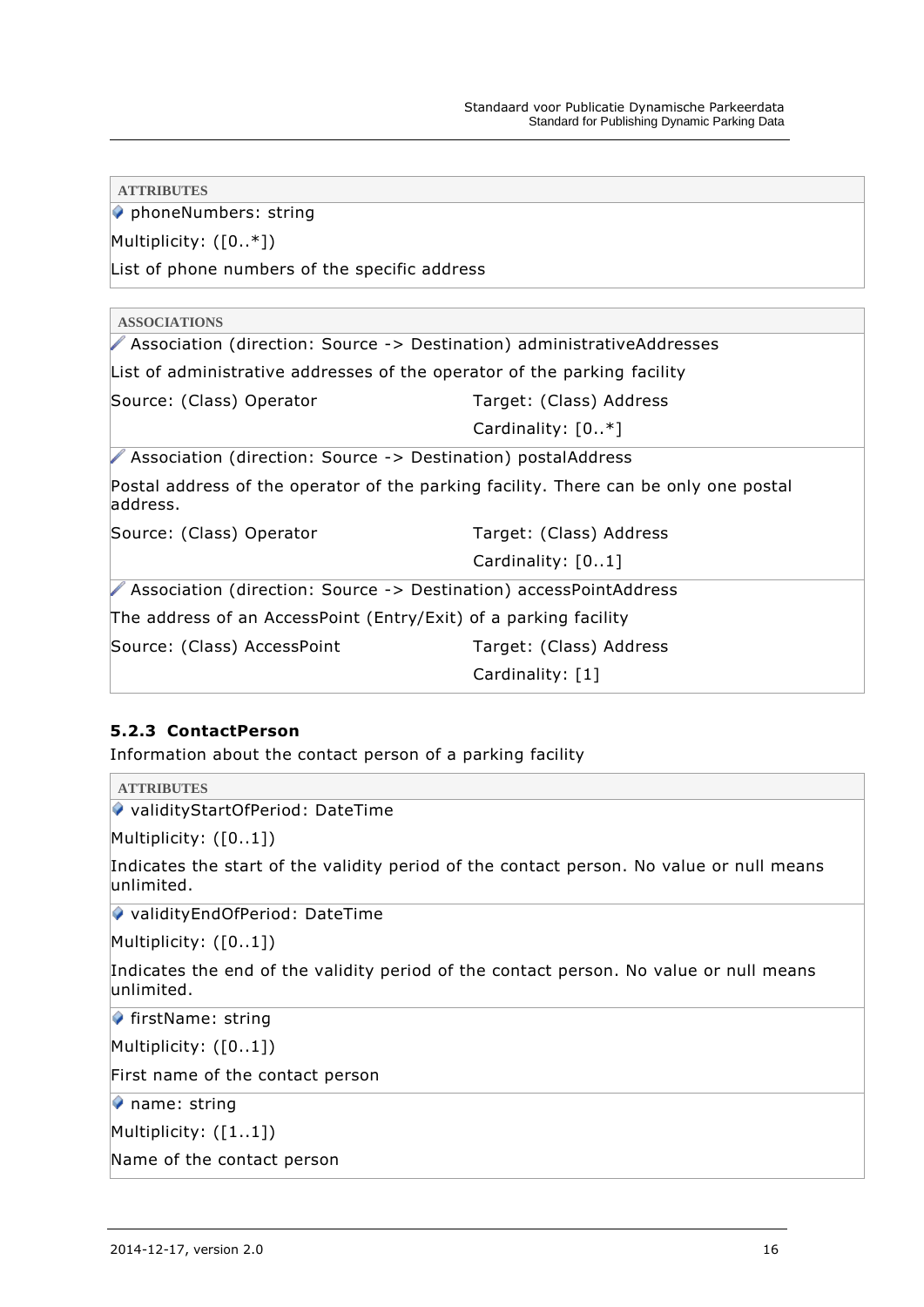**ATTRIBUTES**

phoneNumbers: string

Multiplicity: ([0..*])

List of phone numbers of the specific address

**ASSOCIATIONS**

Association (direction: Source -> Destination) administrativeAddresses

List of administrative addresses of the operator of the parking facility

| Source: (Class) Operator | Target: (Class) Address |
| --- | --- |
| | Cardinality: [0..*] |

Association (direction: Source -> Destination) postalAddress

Postal address of the operator of the parking facility. There can be only one postal address.

| Source: (Class) Operator | Target: (Class) Address |
| --- | --- |
| | Cardinality: [0..1] |

Association (direction: Source -> Destination) accessPointAddress

The address of an AccessPoint (Entry/Exit) of a parking facility

| Source: (Class) AccessPoint | Target: (Class) Address |
| --- | --- |
| | Cardinality: [1] |

### 5.2.3 ContactPerson

Information about the contact person of a parking facility

**ATTRIBUTES**

validityStartOfPeriod: DateTime

Multiplicity: ([0..1])

Indicates the start of the validity period of the contact person. No value or null means unlimited.

validityEndOfPeriod: DateTime

Multiplicity: ([0..1])

Indicates the end of the validity period of the contact person. No value or null means unlimited.

firstName: string

Multiplicity: ([0..1])

First name of the contact person

name: string

Multiplicity: ([1..1])

Name of the contact person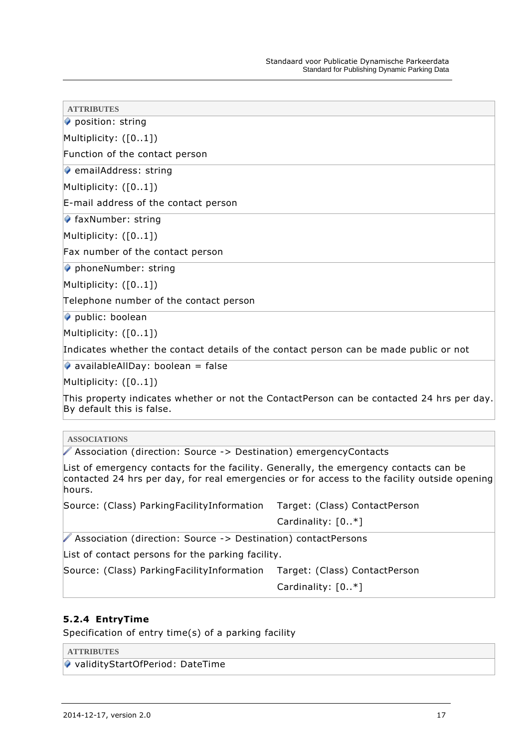**ATTRIBUTES**

position: string

Multiplicity: ([0..1])

Function of the contact person

emailAddress: string

Multiplicity: ([0..1])

E-mail address of the contact person

faxNumber: string

Multiplicity: ([0..1])

Fax number of the contact person

phoneNumber: string

Multiplicity: ([0..1])

Telephone number of the contact person

public: boolean

Multiplicity: ([0..1])

Indicates whether the contact details of the contact person can be made public or not

availableAllDay: boolean = false

Multiplicity: ([0..1])

This property indicates whether or not the ContactPerson can be contacted 24 hrs per day. By default this is false.

**ASSOCIATIONS**

Association (direction: Source -> Destination) emergencyContacts

List of emergency contacts for the facility. Generally, the emergency contacts can be contacted 24 hrs per day, for real emergencies or for access to the facility outside opening hours.

| Source: (Class) ParkingFacilityInformation | Target: (Class) ContactPerson |
| --- | --- |
| | Cardinality: [0..*] |

Association (direction: Source -> Destination) contactPersons

List of contact persons for the parking facility.

| Source: (Class) ParkingFacilityInformation | Target: (Class) ContactPerson |
| --- | --- |
| | Cardinality: [0..*] |

### 5.2.4 EntryTime

Specification of entry time(s) of a parking facility

**ATTRIBUTES**

validityStartOfPeriod: DateTime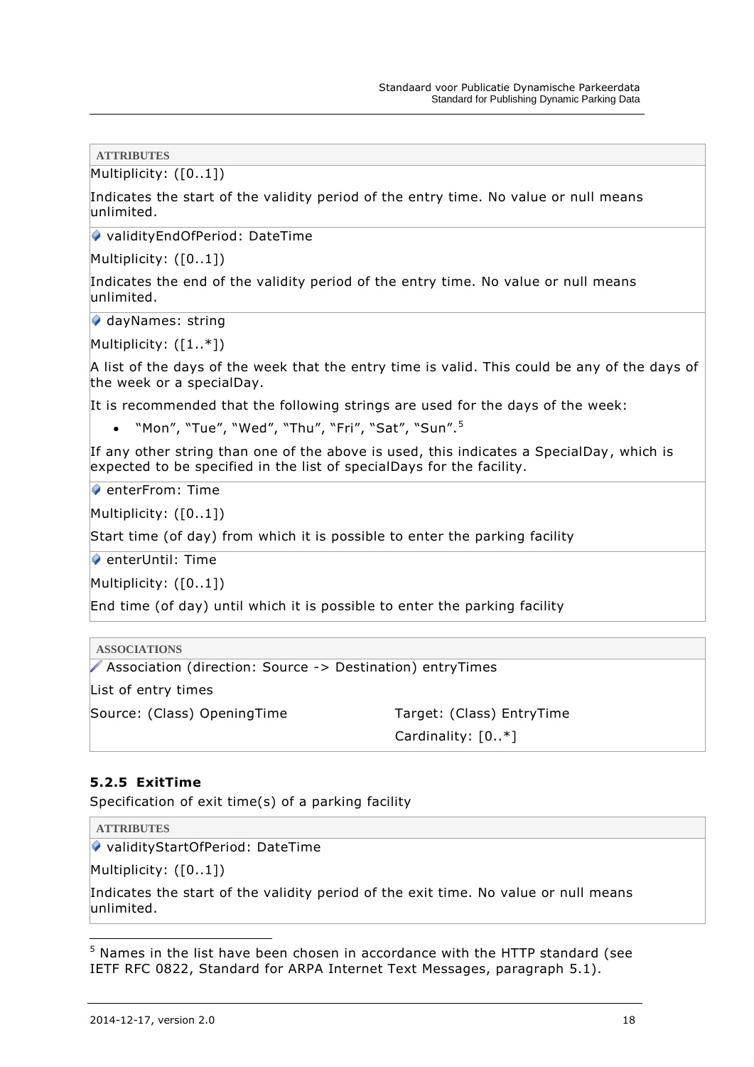**ATTRIBUTES**

Multiplicity: ([0..1])

Indicates the start of the validity period of the entry time. No value or null means unlimited.

validityEndOfPeriod: DateTime

Multiplicity: ([0..1])

Indicates the end of the validity period of the entry time. No value or null means unlimited.

dayNames: string

Multiplicity: ([1..*])

A list of the days of the week that the entry time is valid. This could be any of the days of the week or a specialDay.

It is recommended that the following strings are used for the days of the week:

- “Mon”, “Tue”, “Wed”, “Thu”, “Fri”, “Sat”, “Sun”.[5]

If any other string than one of the above is used, this indicates a SpecialDay, which is expected to be specified in the list of specialDays for the facility.

enterFrom: Time

Multiplicity: ([0..1])

Start time (of day) from which it is possible to enter the parking facility

enterUntil: Time

Multiplicity: ([0..1])

End time (of day) until which it is possible to enter the parking facility

**ASSOCIATIONS**

Association (direction: Source -> Destination) entryTimes

List of entry times

| Source: (Class) OpeningTime | Target: (Class) EntryTime |
| --- | --- |
| | Cardinality: [0..*] |

### 5.2.5 ExitTime

Specification of exit time(s) of a parking facility

**ATTRIBUTES**

validityStartOfPeriod: DateTime

Multiplicity: ([0..1])

Indicates the start of the validity period of the exit time. No value or null means unlimited.

---

[5] Names in the list have been chosen in accordance with the HTTP standard (see IETF RFC 0822, Standard for ARPA Internet Text Messages, paragraph 5.1).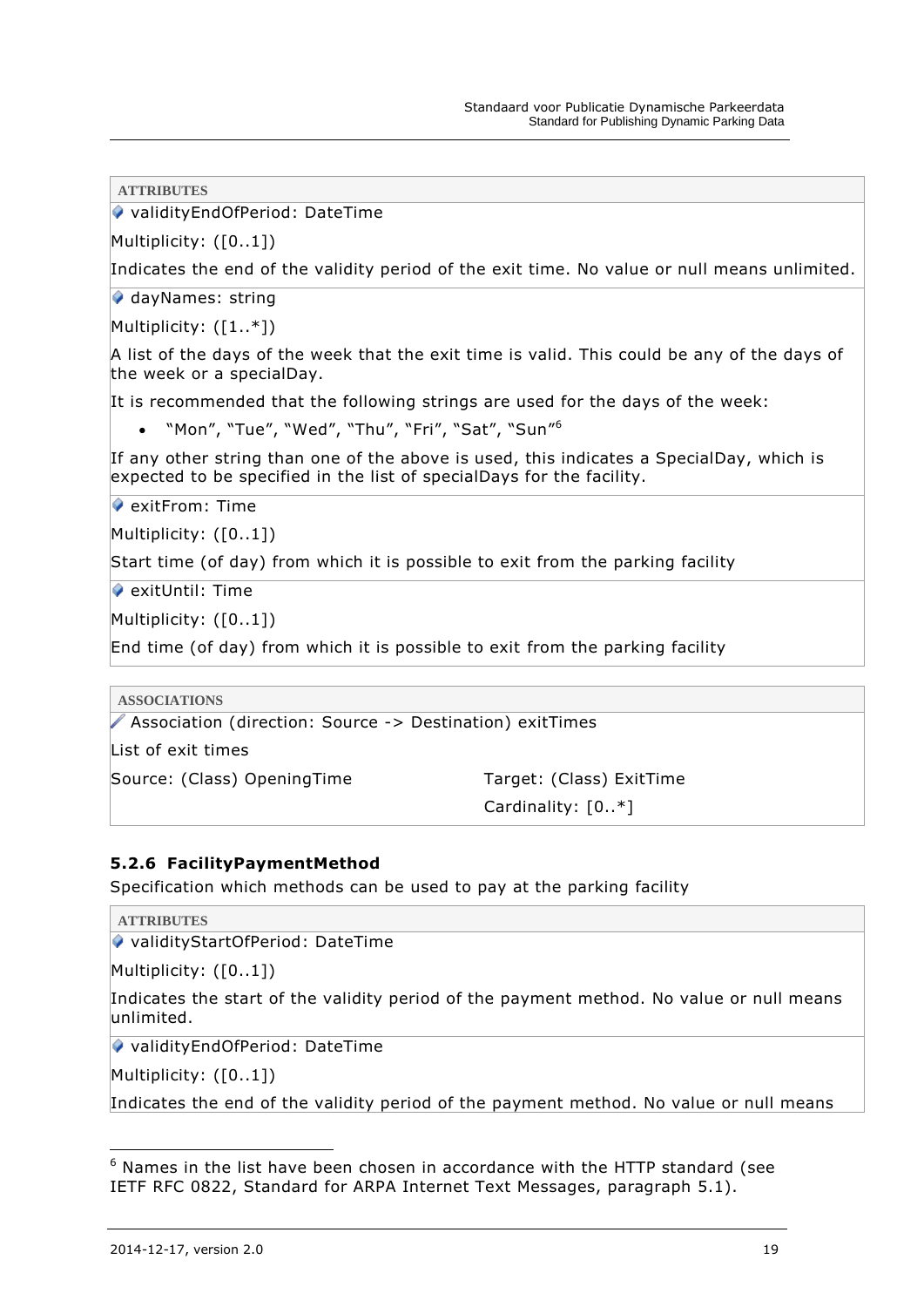**ATTRIBUTES**

validityEndOfPeriod: DateTime

Multiplicity: ([0..1])

Indicates the end of the validity period of the exit time. No value or null means unlimited.

dayNames: string

Multiplicity: ([1..*])

A list of the days of the week that the exit time is valid. This could be any of the days of the week or a specialDay.

It is recommended that the following strings are used for the days of the week:

- "Mon", "Tue", "Wed", "Thu", "Fri", "Sat", "Sun"[6]

If any other string than one of the above is used, this indicates a SpecialDay, which is expected to be specified in the list of specialDays for the facility.

exitFrom: Time

Multiplicity: ([0..1])

Start time (of day) from which it is possible to exit from the parking facility

exitUntil: Time

Multiplicity: ([0..1])

End time (of day) from which it is possible to exit from the parking facility

**ASSOCIATIONS**

Association (direction: Source -> Destination) exitTimes

List of exit times

| Source: (Class) OpeningTime | Target: (Class) ExitTime |
|---|---|
| | Cardinality: [0..*] |

### 5.2.6 FacilityPaymentMethod

Specification which methods can be used to pay at the parking facility

**ATTRIBUTES**

validityStartOfPeriod: DateTime

Multiplicity: ([0..1])

Indicates the start of the validity period of the payment method. No value or null means unlimited.

validityEndOfPeriod: DateTime

Multiplicity: ([0..1])

Indicates the end of the validity period of the payment method. No value or null means

[6] Names in the list have been chosen in accordance with the HTTP standard (see IETF RFC 0822, Standard for ARPA Internet Text Messages, paragraph 5.1).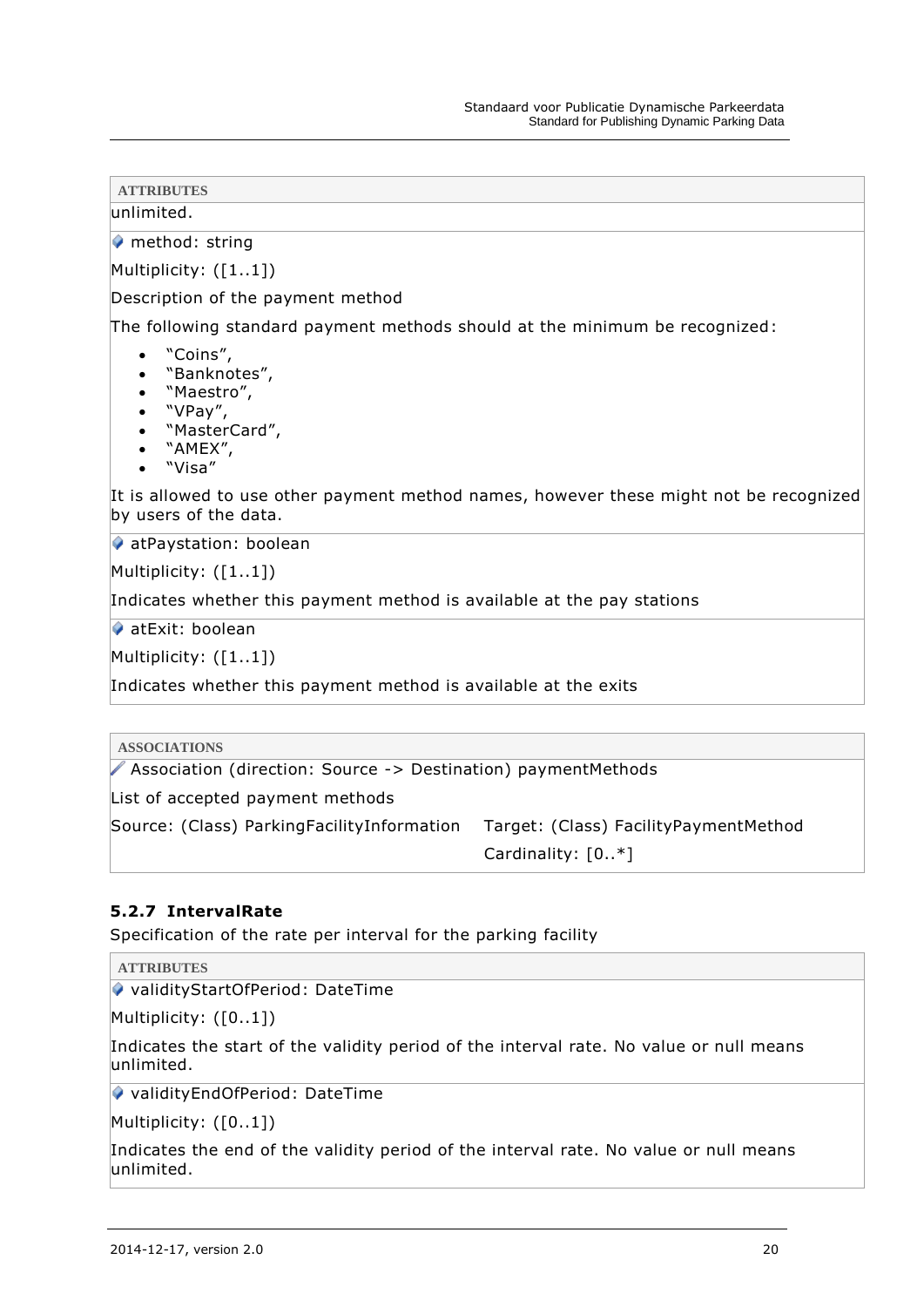| ATTRIBUTES |
|---|
| unlimited. |
| method: string<br><br>Multiplicity: ([1..1])<br><br>Description of the payment method<br><br>The following standard payment methods should at the minimum be recognized:<br>• "Coins",<br>• "Banknotes",<br>• "Maestro",<br>• "VPay",<br>• "MasterCard",<br>• "AMEX",<br>• "Visa"<br><br>It is allowed to use other payment method names, however these might not be recognized by users of the data. |
| atPaystation: boolean<br><br>Multiplicity: ([1..1])<br><br>Indicates whether this payment method is available at the pay stations |
| atExit: boolean<br><br>Multiplicity: ([1..1])<br><br>Indicates whether this payment method is available at the exits |

| ASSOCIATIONS | |
|---|---|
| Association (direction: Source -> Destination) paymentMethods | |
| List of accepted payment methods | |
| Source: (Class) ParkingFacilityInformation | Target: (Class) FacilityPaymentMethod<br><br>Cardinality: [0..*] |

### 5.2.7 IntervalRate

Specification of the rate per interval for the parking facility

| ATTRIBUTES |
|---|
| validityStartOfPeriod: DateTime<br><br>Multiplicity: ([0..1])<br><br>Indicates the start of the validity period of the interval rate. No value or null means unlimited. |
| validityEndOfPeriod: DateTime<br><br>Multiplicity: ([0..1])<br><br>Indicates the end of the validity period of the interval rate. No value or null means unlimited. |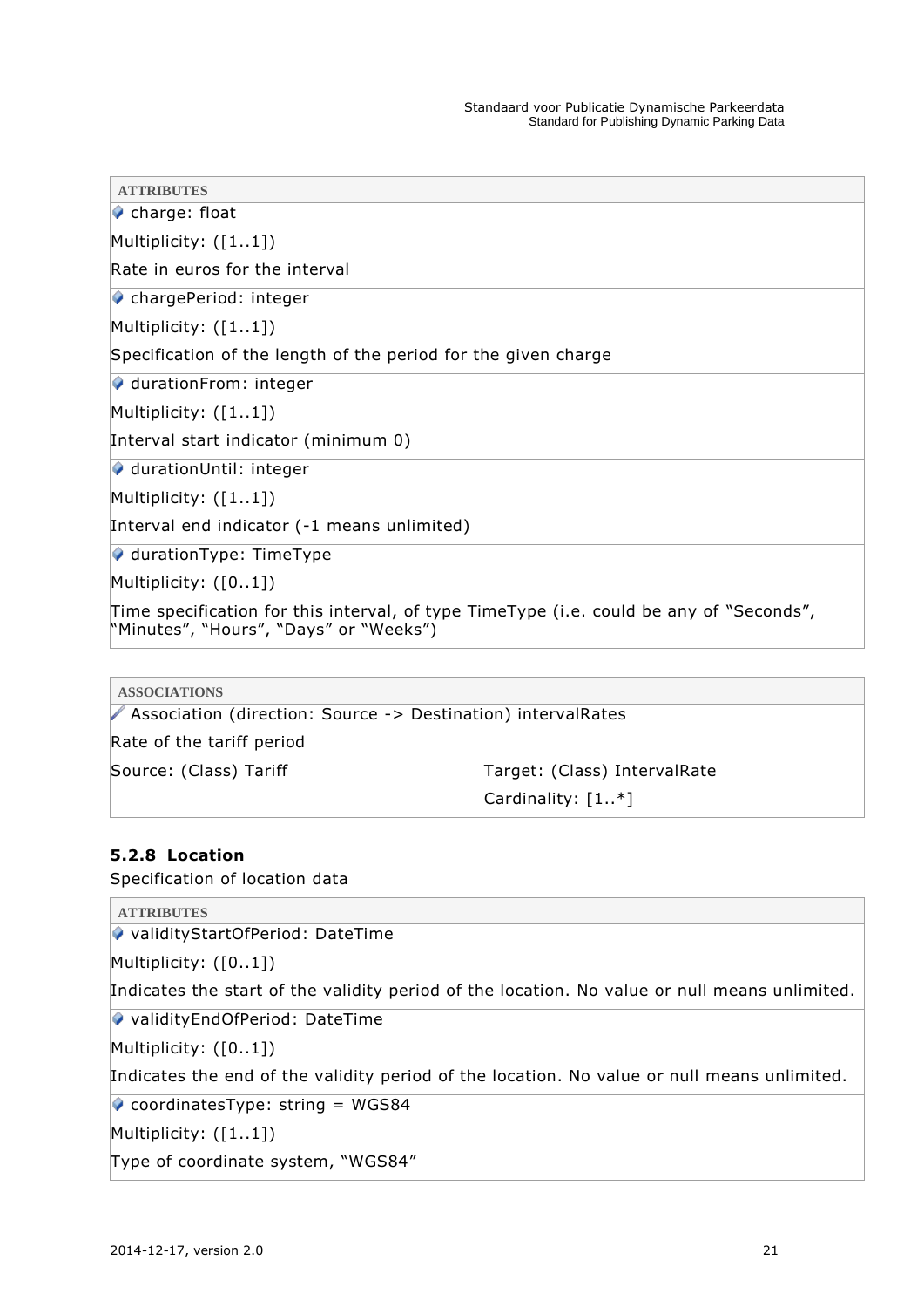| ATTRIBUTES |
| --- |
| charge: float<br>Multiplicity: ([1..1])<br>Rate in euros for the interval |
| chargePeriod: integer<br>Multiplicity: ([1..1])<br>Specification of the length of the period for the given charge |
| durationFrom: integer<br>Multiplicity: ([1..1])<br>Interval start indicator (minimum 0) |
| durationUntil: integer<br>Multiplicity: ([1..1])<br>Interval end indicator (-1 means unlimited) |
| durationType: TimeType<br>Multiplicity: ([0..1])<br>Time specification for this interval, of type TimeType (i.e. could be any of “Seconds”, “Minutes”, “Hours”, “Days” or “Weeks”) |

| ASSOCIATIONS | |
| --- | --- |
| Association (direction: Source -> Destination) intervalRates<br>Rate of the tariff period | |
| Source: (Class) Tariff | Target: (Class) IntervalRate<br>Cardinality: [1..*] |

### 5.2.8 Location

Specification of location data

| ATTRIBUTES |
| --- |
| validityStartOfPeriod: DateTime<br>Multiplicity: ([0..1])<br>Indicates the start of the validity period of the location. No value or null means unlimited. |
| validityEndOfPeriod: DateTime<br>Multiplicity: ([0..1])<br>Indicates the end of the validity period of the location. No value or null means unlimited. |
| coordinatesType: string = WGS84<br>Multiplicity: ([1..1])<br>Type of coordinate system, “WGS84” |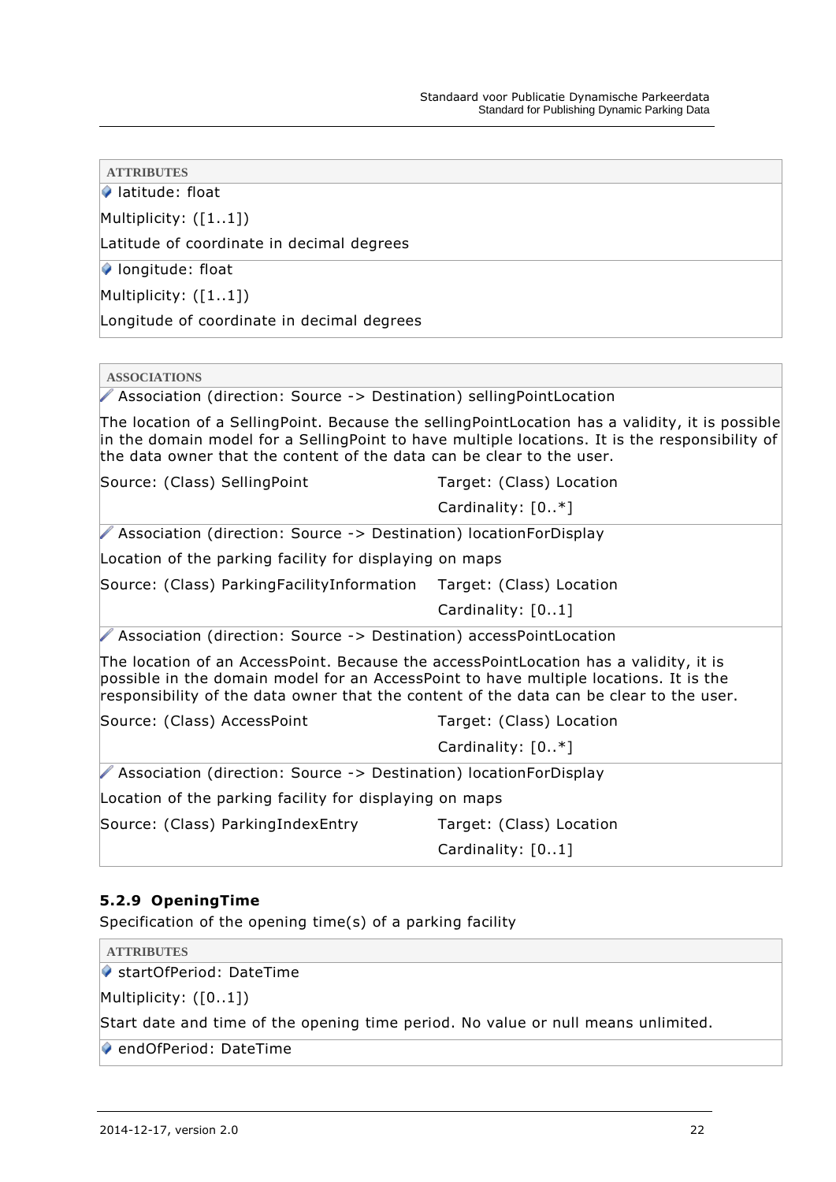**ATTRIBUTES**

latitude: float

Multiplicity: ([1..1])

Latitude of coordinate in decimal degrees

longitude: float

Multiplicity: ([1..1])

Longitude of coordinate in decimal degrees

**ASSOCIATIONS**

Association (direction: Source -> Destination) sellingPointLocation

The location of a SellingPoint. Because the sellingPointLocation has a validity, it is possible in the domain model for a SellingPoint to have multiple locations. It is the responsibility of the data owner that the content of the data can be clear to the user.

| | |
|---|---|
| Source: (Class) SellingPoint | Target: (Class) Location |
| | Cardinality: [0..*] |

Association (direction: Source -> Destination) locationForDisplay

Location of the parking facility for displaying on maps

| | |
|---|---|
| Source: (Class) ParkingFacilityInformation | Target: (Class) Location |
| | Cardinality: [0..1] |

Association (direction: Source -> Destination) accessPointLocation

The location of an AccessPoint. Because the accessPointLocation has a validity, it is possible in the domain model for an AccessPoint to have multiple locations. It is the responsibility of the data owner that the content of the data can be clear to the user.

| | |
|---|---|
| Source: (Class) AccessPoint | Target: (Class) Location |
| | Cardinality: [0..*] |

Association (direction: Source -> Destination) locationForDisplay

Location of the parking facility for displaying on maps

| | |
|---|---|
| Source: (Class) ParkingIndexEntry | Target: (Class) Location |
| | Cardinality: [0..1] |

### 5.2.9 OpeningTime

Specification of the opening time(s) of a parking facility

**ATTRIBUTES**

startOfPeriod: DateTime

Multiplicity: ([0..1])

Start date and time of the opening time period. No value or null means unlimited.

endOfPeriod: DateTime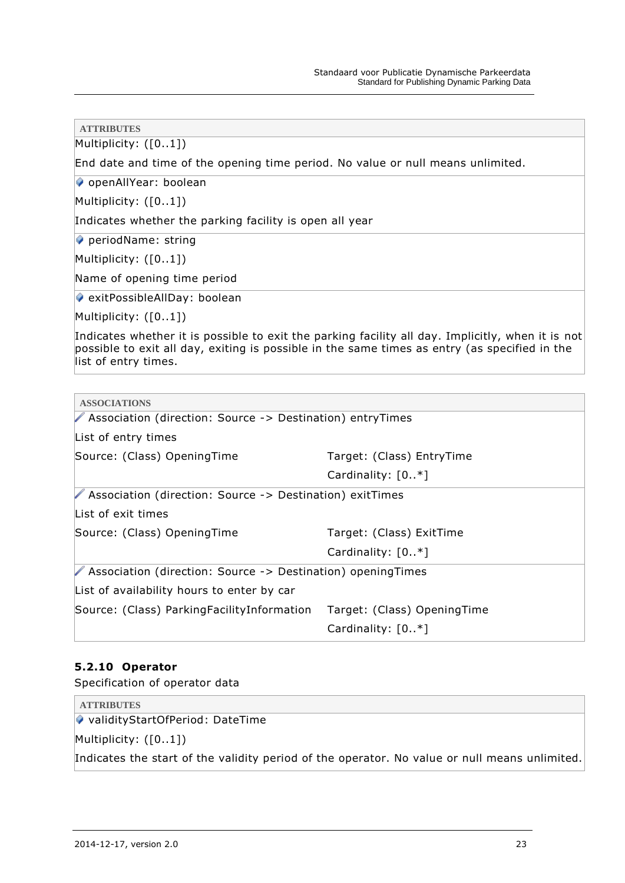**ATTRIBUTES**

Multiplicity: ([0..1])

End date and time of the opening time period. No value or null means unlimited.

---

openAllYear: boolean

Multiplicity: ([0..1])

Indicates whether the parking facility is open all year

---

periodName: string

Multiplicity: ([0..1])

Name of opening time period

---

exitPossibleAllDay: boolean

Multiplicity: ([0..1])

Indicates whether it is possible to exit the parking facility all day. Implicitly, when it is not possible to exit all day, exiting is possible in the same times as entry (as specified in the list of entry times.

**ASSOCIATIONS**

Association (direction: Source -> Destination) entryTimes

List of entry times

| | |
|---|---|
| Source: (Class) OpeningTime | Target: (Class) EntryTime |
| | Cardinality: [0..*] |

---

Association (direction: Source -> Destination) exitTimes

List of exit times

| | |
|---|---|
| Source: (Class) OpeningTime | Target: (Class) ExitTime |
| | Cardinality: [0..*] |

---

Association (direction: Source -> Destination) openingTimes

List of availability hours to enter by car

| | |
|---|---|
| Source: (Class) ParkingFacilityInformation | Target: (Class) OpeningTime |
| | Cardinality: [0..*] |

### 5.2.10 Operator

Specification of operator data

**ATTRIBUTES**

validityStartOfPeriod: DateTime

Multiplicity: ([0..1])

Indicates the start of the validity period of the operator. No value or null means unlimited.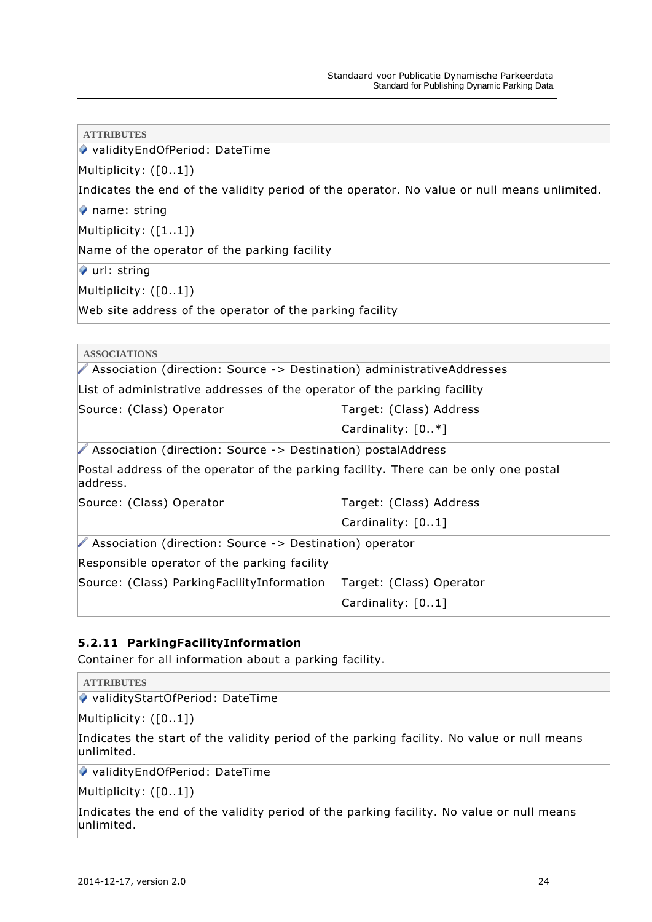**ATTRIBUTES**

validityEndOfPeriod: DateTime

Multiplicity: ([0..1])

Indicates the end of the validity period of the operator. No value or null means unlimited.

name: string

Multiplicity: ([1..1])

Name of the operator of the parking facility

url: string

Multiplicity: ([0..1])

Web site address of the operator of the parking facility

**ASSOCIATIONS**

Association (direction: Source -> Destination) administrativeAddresses

List of administrative addresses of the operator of the parking facility

| Source: (Class) Operator | Target: (Class) Address |
|---|---|
| | Cardinality: [0..*] |

Association (direction: Source -> Destination) postalAddress

Postal address of the operator of the parking facility. There can be only one postal address.

| Source: (Class) Operator | Target: (Class) Address |
|---|---|
| | Cardinality: [0..1] |

Association (direction: Source -> Destination) operator

Responsible operator of the parking facility

| Source: (Class) ParkingFacilityInformation | Target: (Class) Operator |
|---|---|
| | Cardinality: [0..1] |

### 5.2.11 ParkingFacilityInformation

Container for all information about a parking facility.

**ATTRIBUTES**

validityStartOfPeriod: DateTime

Multiplicity: ([0..1])

Indicates the start of the validity period of the parking facility. No value or null means unlimited.

validityEndOfPeriod: DateTime

Multiplicity: ([0..1])

Indicates the end of the validity period of the parking facility. No value or null means unlimited.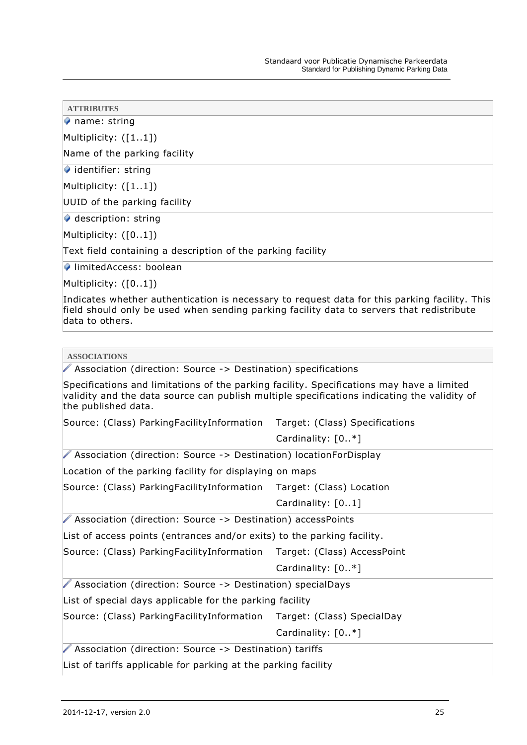**ATTRIBUTES**

name: string

Multiplicity: ([1..1])

Name of the parking facility

identifier: string

Multiplicity: ([1..1])

UUID of the parking facility

description: string

Multiplicity: ([0..1])

Text field containing a description of the parking facility

limitedAccess: boolean

Multiplicity: ([0..1])

Indicates whether authentication is necessary to request data for this parking facility. This field should only be used when sending parking facility data to servers that redistribute data to others.

**ASSOCIATIONS**

Association (direction: Source -> Destination) specifications

Specifications and limitations of the parking facility. Specifications may have a limited validity and the data source can publish multiple specifications indicating the validity of the published data.

Source: (Class) ParkingFacilityInformation    Target: (Class) Specifications

Cardinality: [0..*]

Association (direction: Source -> Destination) locationForDisplay

Location of the parking facility for displaying on maps

Source: (Class) ParkingFacilityInformation    Target: (Class) Location

Cardinality: [0..1]

Association (direction: Source -> Destination) accessPoints

List of access points (entrances and/or exits) to the parking facility.

Source: (Class) ParkingFacilityInformation    Target: (Class) AccessPoint

Cardinality: [0..*]

Association (direction: Source -> Destination) specialDays

List of special days applicable for the parking facility

Source: (Class) ParkingFacilityInformation    Target: (Class) SpecialDay

Cardinality: [0..*]

Association (direction: Source -> Destination) tariffs

List of tariffs applicable for parking at the parking facility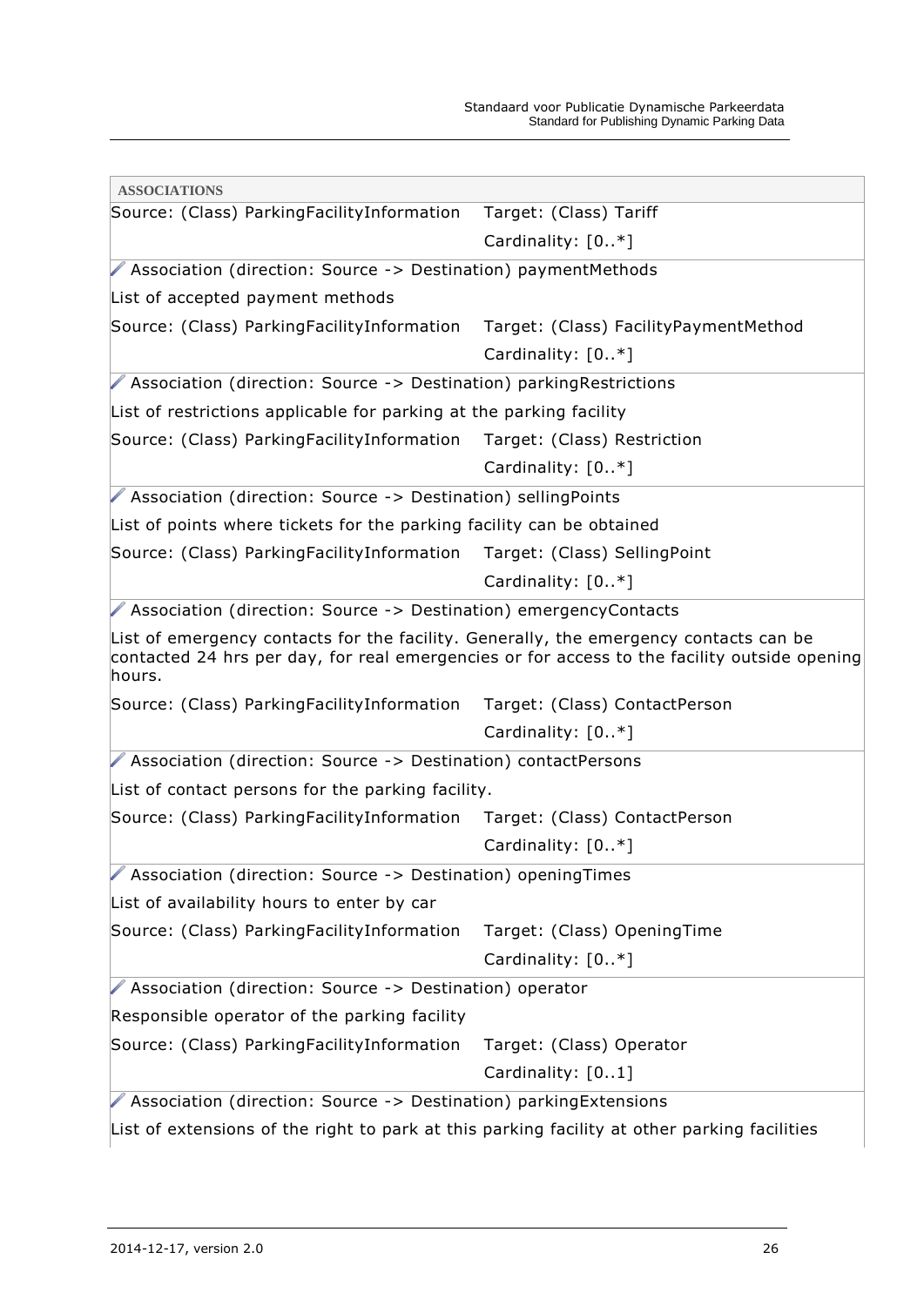| ASSOCIATIONS | |
|---|---|
| Source: (Class) ParkingFacilityInformation | Target: (Class) Tariff<br>Cardinality: [0..*] |
| Association (direction: Source -> Destination) paymentMethods<br>List of accepted payment methods | |
| Source: (Class) ParkingFacilityInformation | Target: (Class) FacilityPaymentMethod<br>Cardinality: [0..*] |
| Association (direction: Source -> Destination) parkingRestrictions<br>List of restrictions applicable for parking at the parking facility | |
| Source: (Class) ParkingFacilityInformation | Target: (Class) Restriction<br>Cardinality: [0..*] |
| Association (direction: Source -> Destination) sellingPoints<br>List of points where tickets for the parking facility can be obtained | |
| Source: (Class) ParkingFacilityInformation | Target: (Class) SellingPoint<br>Cardinality: [0..*] |
| Association (direction: Source -> Destination) emergencyContacts<br>List of emergency contacts for the facility. Generally, the emergency contacts can be contacted 24 hrs per day, for real emergencies or for access to the facility outside opening hours. | |
| Source: (Class) ParkingFacilityInformation | Target: (Class) ContactPerson<br>Cardinality: [0..*] |
| Association (direction: Source -> Destination) contactPersons<br>List of contact persons for the parking facility. | |
| Source: (Class) ParkingFacilityInformation | Target: (Class) ContactPerson<br>Cardinality: [0..*] |
| Association (direction: Source -> Destination) openingTimes<br>List of availability hours to enter by car | |
| Source: (Class) ParkingFacilityInformation | Target: (Class) OpeningTime<br>Cardinality: [0..*] |
| Association (direction: Source -> Destination) operator<br>Responsible operator of the parking facility | |
| Source: (Class) ParkingFacilityInformation | Target: (Class) Operator<br>Cardinality: [0..1] |
| Association (direction: Source -> Destination) parkingExtensions<br>List of extensions of the right to park at this parking facility at other parking facilities | |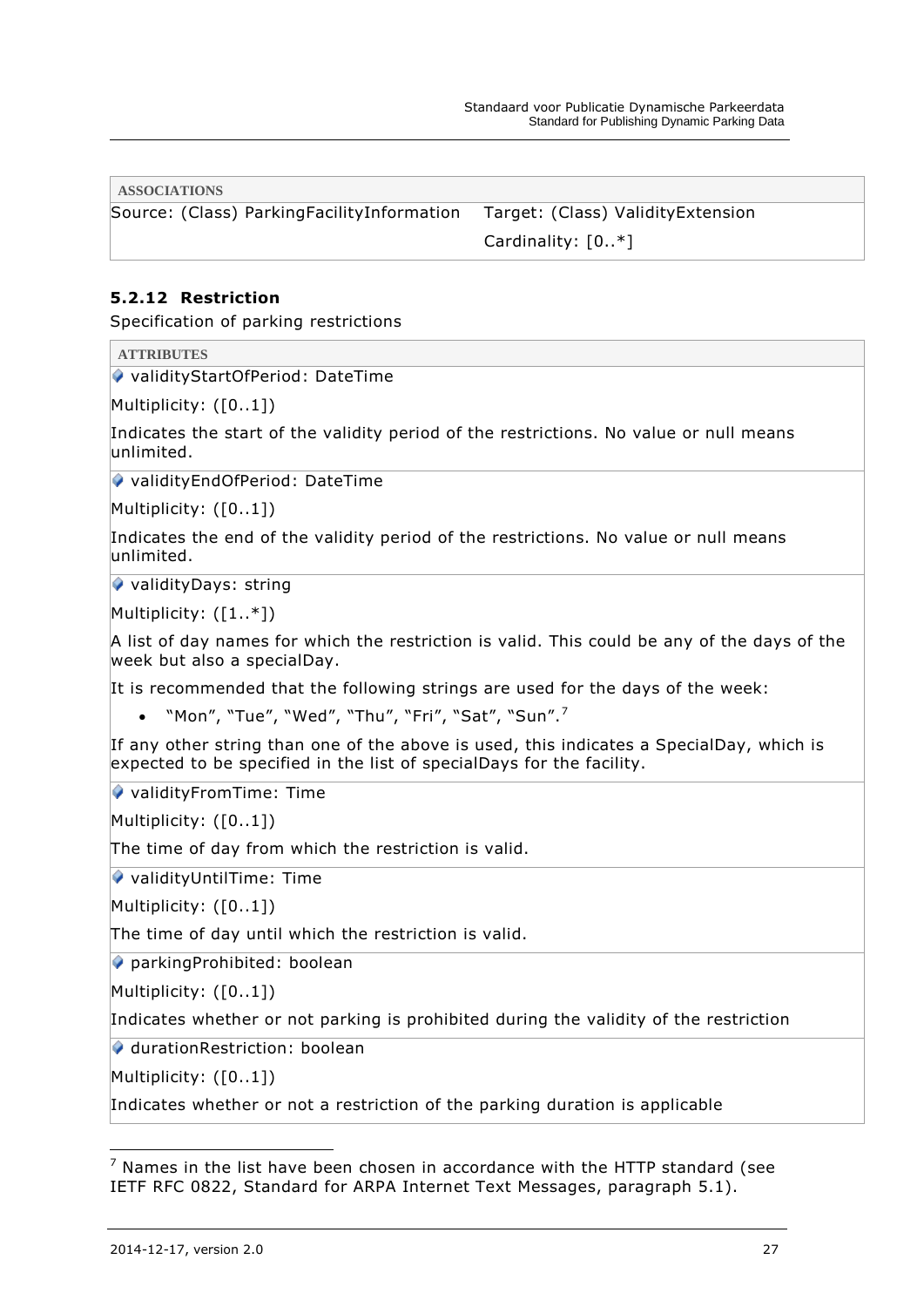| ASSOCIATIONS | |
|---|---|
| Source: (Class) ParkingFacilityInformation | Target: (Class) ValidityExtension<br>Cardinality: [0..*] |

### 5.2.12 Restriction

Specification of parking restrictions

**ATTRIBUTES**

validityStartOfPeriod: DateTime

Multiplicity: ([0..1])

Indicates the start of the validity period of the restrictions. No value or null means unlimited.

validityEndOfPeriod: DateTime

Multiplicity: ([0..1])

Indicates the end of the validity period of the restrictions. No value or null means unlimited.

validityDays: string

Multiplicity: ([1..*])

A list of day names for which the restriction is valid. This could be any of the days of the week but also a specialDay.

It is recommended that the following strings are used for the days of the week:

- "Mon", "Tue", "Wed", "Thu", "Fri", "Sat", "Sun".[7]

If any other string than one of the above is used, this indicates a SpecialDay, which is expected to be specified in the list of specialDays for the facility.

validityFromTime: Time

Multiplicity: ([0..1])

The time of day from which the restriction is valid.

validityUntilTime: Time

Multiplicity: ([0..1])

The time of day until which the restriction is valid.

parkingProhibited: boolean

Multiplicity: ([0..1])

Indicates whether or not parking is prohibited during the validity of the restriction

durationRestriction: boolean

Multiplicity: ([0..1])

Indicates whether or not a restriction of the parking duration is applicable

---

[7] Names in the list have been chosen in accordance with the HTTP standard (see IETF RFC 0822, Standard for ARPA Internet Text Messages, paragraph 5.1).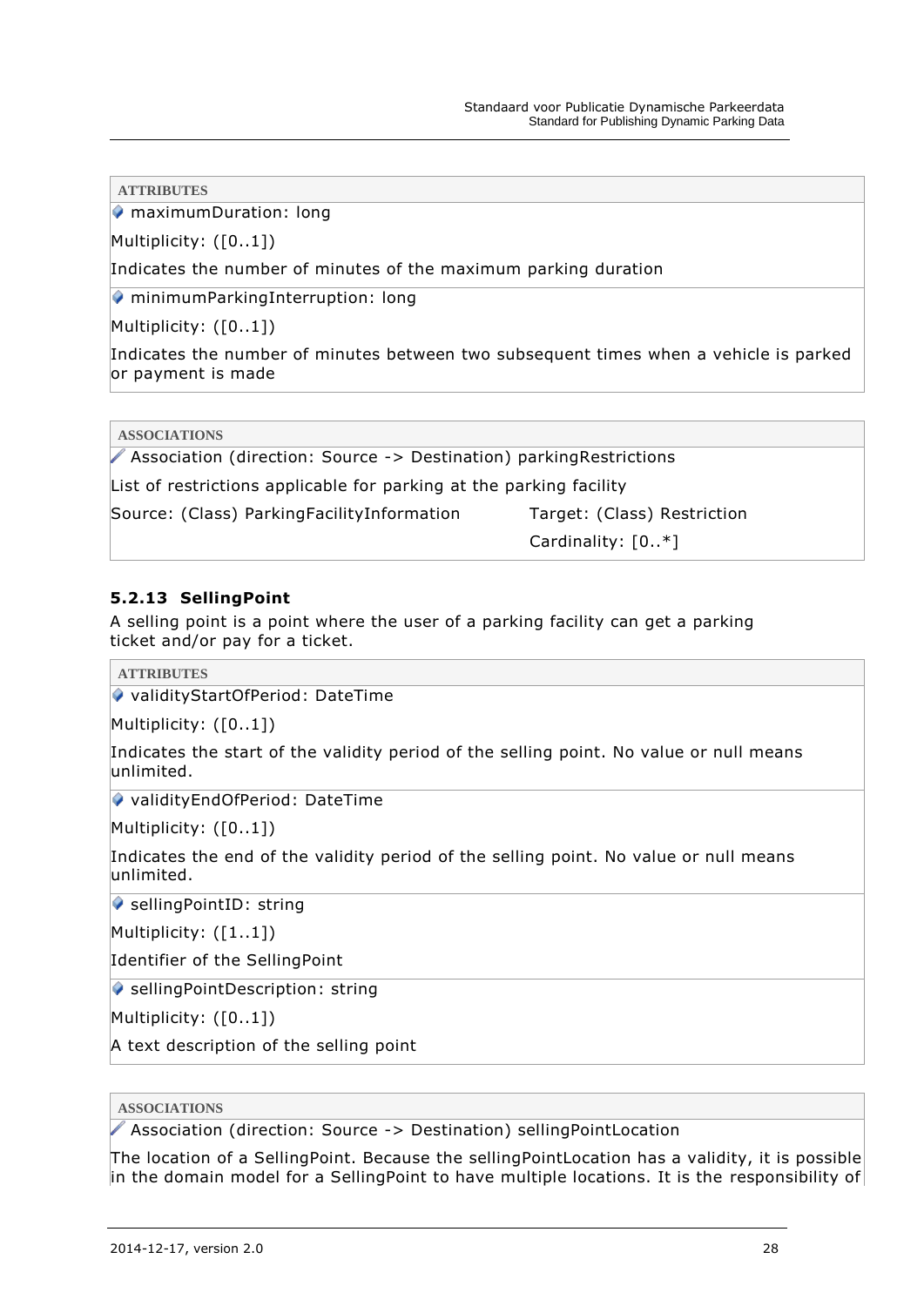| ATTRIBUTES |
| --- |
| maximumDuration: long<br>Multiplicity: ([0..1])<br>Indicates the number of minutes of the maximum parking duration |
| minimumParkingInterruption: long<br>Multiplicity: ([0..1])<br>Indicates the number of minutes between two subsequent times when a vehicle is parked or payment is made |

| ASSOCIATIONS | |
| --- | --- |
| Association (direction: Source -> Destination) parkingRestrictions<br>List of restrictions applicable for parking at the parking facility | |
| Source: (Class) ParkingFacilityInformation | Target: (Class) Restriction<br>Cardinality: [0..*] |

### 5.2.13 SellingPoint

A selling point is a point where the user of a parking facility can get a parking ticket and/or pay for a ticket.

| ATTRIBUTES |
| --- |
| validityStartOfPeriod: DateTime<br>Multiplicity: ([0..1])<br>Indicates the start of the validity period of the selling point. No value or null means unlimited. |
| validityEndOfPeriod: DateTime<br>Multiplicity: ([0..1])<br>Indicates the end of the validity period of the selling point. No value or null means unlimited. |
| sellingPointID: string<br>Multiplicity: ([1..1])<br>Identifier of the SellingPoint |
| sellingPointDescription: string<br>Multiplicity: ([0..1])<br>A text description of the selling point |

| ASSOCIATIONS |
| --- |
| Association (direction: Source -> Destination) sellingPointLocation<br>The location of a SellingPoint. Because the sellingPointLocation has a validity, it is possible in the domain model for a SellingPoint to have multiple locations. It is the responsibility of |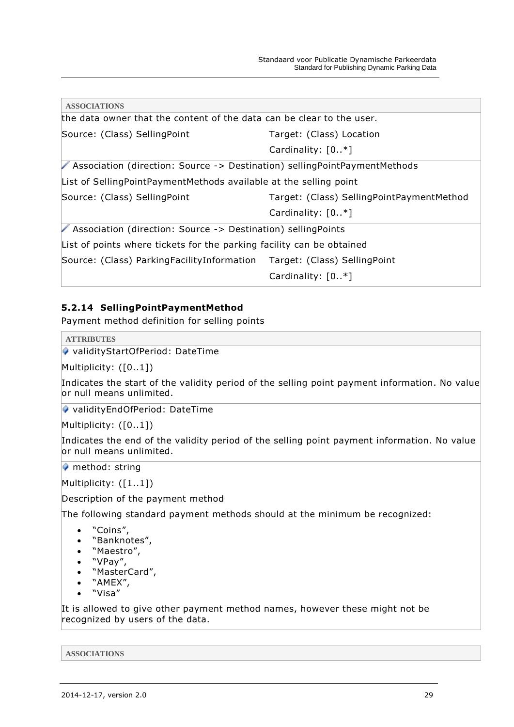| ASSOCIATIONS | |
| --- | --- |
| the data owner that the content of the data can be clear to the user. | |
| Source: (Class) SellingPoint | Target: (Class) Location<br>Cardinality: [0..*] |
| Association (direction: Source -> Destination) sellingPointPaymentMethods<br>List of SellingPointPaymentMethods available at the selling point | |
| Source: (Class) SellingPoint | Target: (Class) SellingPointPaymentMethod<br>Cardinality: [0..*] |
| Association (direction: Source -> Destination) sellingPoints<br>List of points where tickets for the parking facility can be obtained | |
| Source: (Class) ParkingFacilityInformation | Target: (Class) SellingPoint<br>Cardinality: [0..*] |

### 5.2.14 SellingPointPaymentMethod

Payment method definition for selling points

**ATTRIBUTES**

validityStartOfPeriod: DateTime

Multiplicity: ([0..1])

Indicates the start of the validity period of the selling point payment information. No value or null means unlimited.

validityEndOfPeriod: DateTime

Multiplicity: ([0..1])

Indicates the end of the validity period of the selling point payment information. No value or null means unlimited.

method: string

Multiplicity: ([1..1])

Description of the payment method

The following standard payment methods should at the minimum be recognized:

- "Coins",
- "Banknotes",
- "Maestro",
- "VPay",
- "MasterCard",
- "AMEX",
- "Visa"

It is allowed to give other payment method names, however these might not be recognized by users of the data.

**ASSOCIATIONS**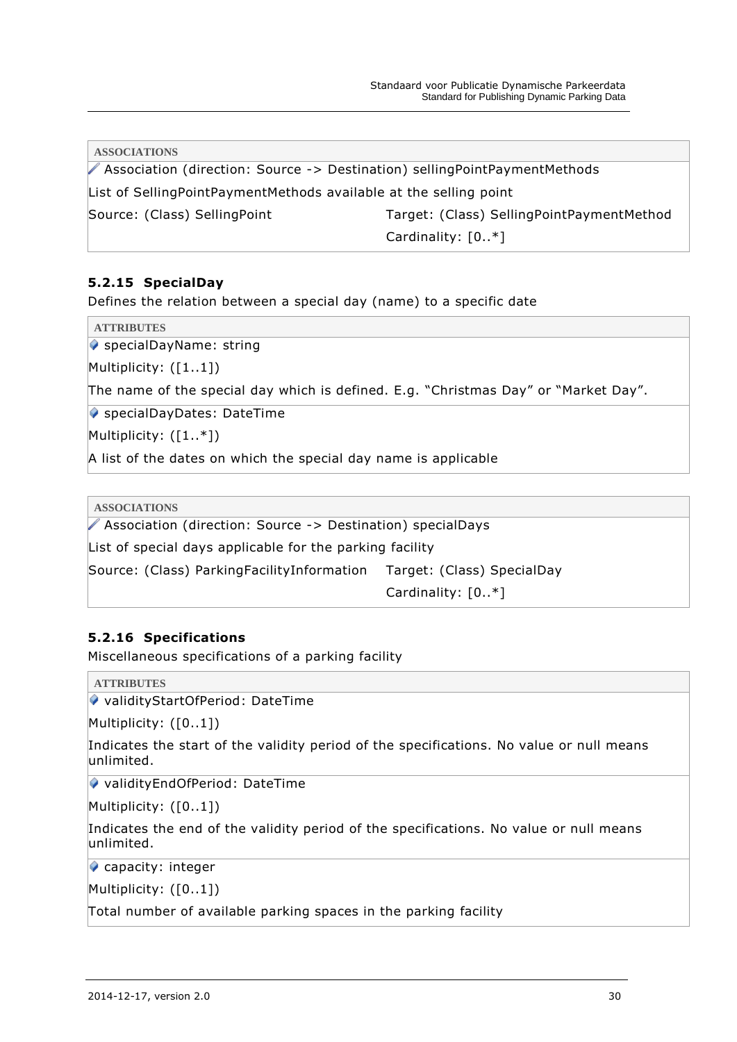| ASSOCIATIONS | |
|---|---|
| Association (direction: Source -> Destination) sellingPointPaymentMethods | |
| List of SellingPointPaymentMethods available at the selling point | |
| Source: (Class) SellingPoint | Target: (Class) SellingPointPaymentMethod |
| | Cardinality: [0..*] |

### 5.2.15 SpecialDay

Defines the relation between a special day (name) to a specific date

| ATTRIBUTES |
|---|
| specialDayName: string |
| Multiplicity: ([1..1]) |
| The name of the special day which is defined. E.g. "Christmas Day" or "Market Day". |
| specialDayDates: DateTime |
| Multiplicity: ([1..*]) |
| A list of the dates on which the special day name is applicable |

| ASSOCIATIONS | |
|---|---|
| Association (direction: Source -> Destination) specialDays | |
| List of special days applicable for the parking facility | |
| Source: (Class) ParkingFacilityInformation | Target: (Class) SpecialDay |
| | Cardinality: [0..*] |

### 5.2.16 Specifications

Miscellaneous specifications of a parking facility

| ATTRIBUTES |
|---|
| validityStartOfPeriod: DateTime |
| Multiplicity: ([0..1]) |
| Indicates the start of the validity period of the specifications. No value or null means unlimited. |
| validityEndOfPeriod: DateTime |
| Multiplicity: ([0..1]) |
| Indicates the end of the validity period of the specifications. No value or null means unlimited. |
| capacity: integer |
| Multiplicity: ([0..1]) |
| Total number of available parking spaces in the parking facility |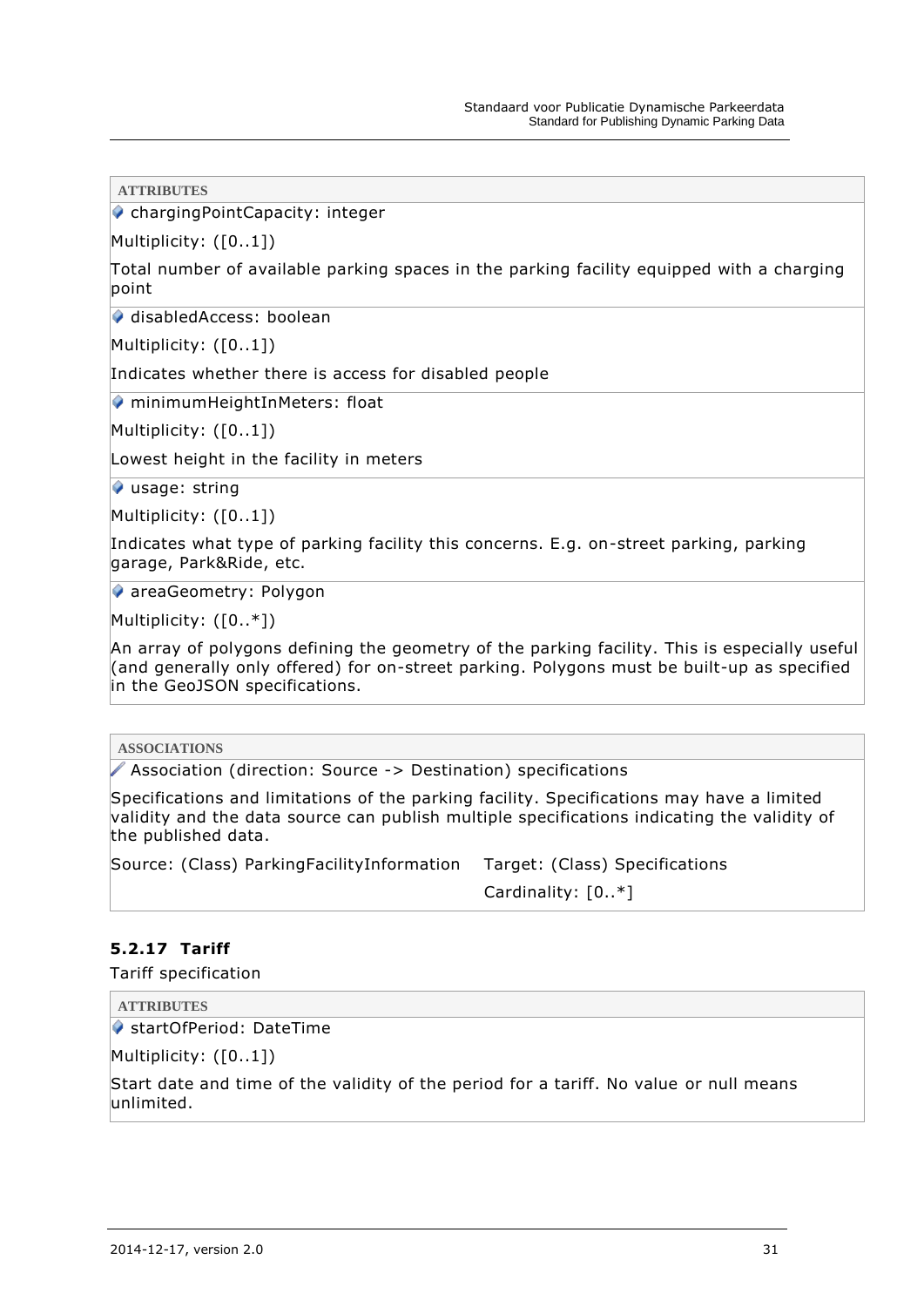**ATTRIBUTES**

chargingPointCapacity: integer

Multiplicity: ([0..1])

Total number of available parking spaces in the parking facility equipped with a charging point

disabledAccess: boolean

Multiplicity: ([0..1])

Indicates whether there is access for disabled people

minimumHeightInMeters: float

Multiplicity: ([0..1])

Lowest height in the facility in meters

usage: string

Multiplicity: ([0..1])

Indicates what type of parking facility this concerns. E.g. on-street parking, parking garage, Park&Ride, etc.

areaGeometry: Polygon

Multiplicity: ([0..*])

An array of polygons defining the geometry of the parking facility. This is especially useful (and generally only offered) for on-street parking. Polygons must be built-up as specified in the GeoJSON specifications.

**ASSOCIATIONS**

Association (direction: Source -> Destination) specifications

Specifications and limitations of the parking facility. Specifications may have a limited validity and the data source can publish multiple specifications indicating the validity of the published data.

| Source: (Class) ParkingFacilityInformation | Target: (Class) Specifications |
|---|---|
| | Cardinality: [0..*] |

### 5.2.17 Tariff

Tariff specification

**ATTRIBUTES**

startOfPeriod: DateTime

Multiplicity: ([0..1])

Start date and time of the validity of the period for a tariff. No value or null means unlimited.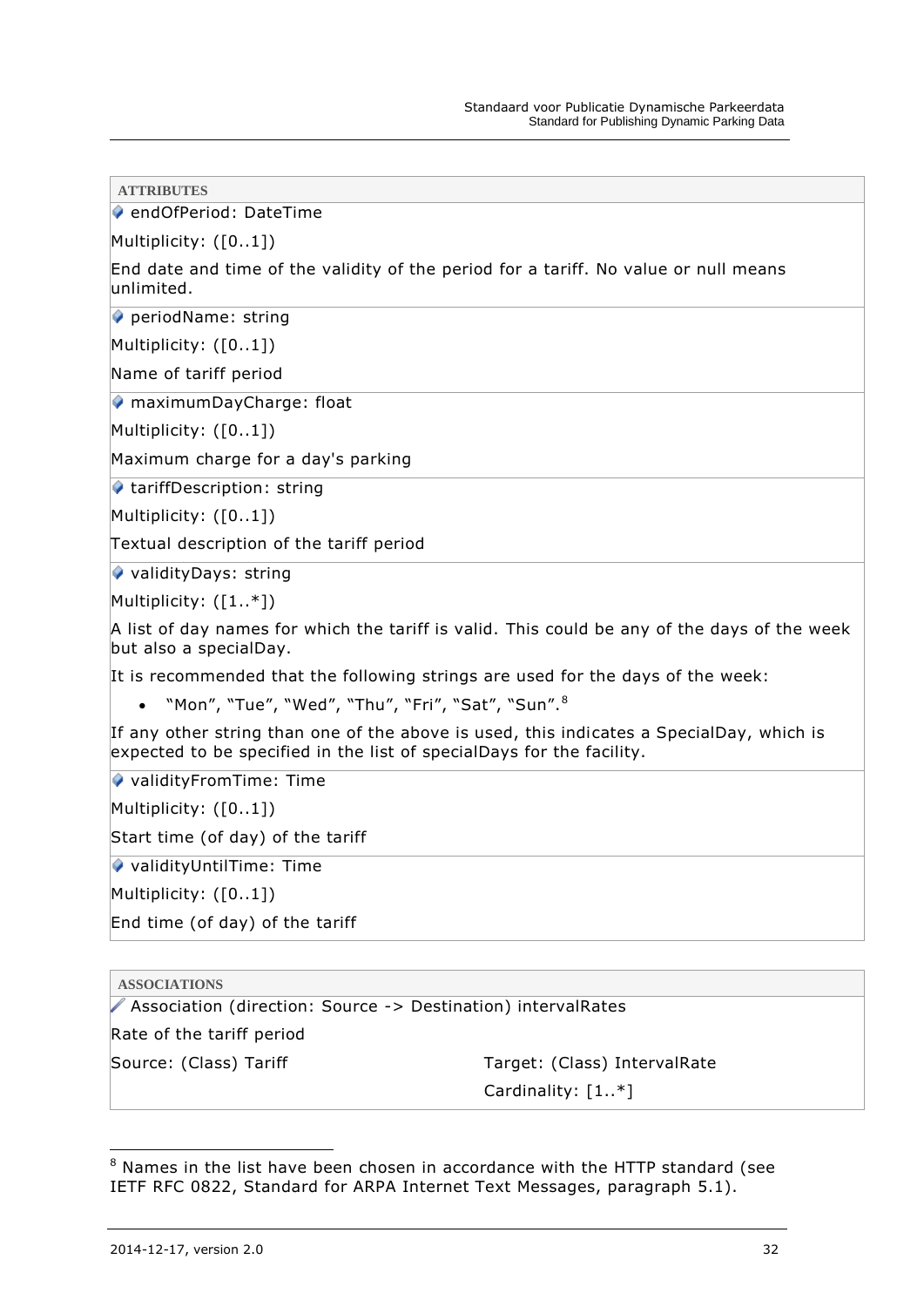**ATTRIBUTES**

endOfPeriod: DateTime

Multiplicity: ([0..1])

End date and time of the validity of the period for a tariff. No value or null means unlimited.

periodName: string

Multiplicity: ([0..1])

Name of tariff period

maximumDayCharge: float

Multiplicity: ([0..1])

Maximum charge for a day's parking

tariffDescription: string

Multiplicity: ([0..1])

Textual description of the tariff period

validityDays: string

Multiplicity: ([1..*])

A list of day names for which the tariff is valid. This could be any of the days of the week but also a specialDay.

It is recommended that the following strings are used for the days of the week:

- "Mon", "Tue", "Wed", "Thu", "Fri", "Sat", "Sun".[8]

If any other string than one of the above is used, this indicates a SpecialDay, which is expected to be specified in the list of specialDays for the facility.

validityFromTime: Time

Multiplicity: ([0..1])

Start time (of day) of the tariff

validityUntilTime: Time

Multiplicity: ([0..1])

End time (of day) of the tariff

**ASSOCIATIONS**

Association (direction: Source -> Destination) intervalRates

Rate of the tariff period

| Source: (Class) Tariff | Target: (Class) IntervalRate |
|---|---|
| | Cardinality: [1..*] |

[8] Names in the list have been chosen in accordance with the HTTP standard (see IETF RFC 0822, Standard for ARPA Internet Text Messages, paragraph 5.1).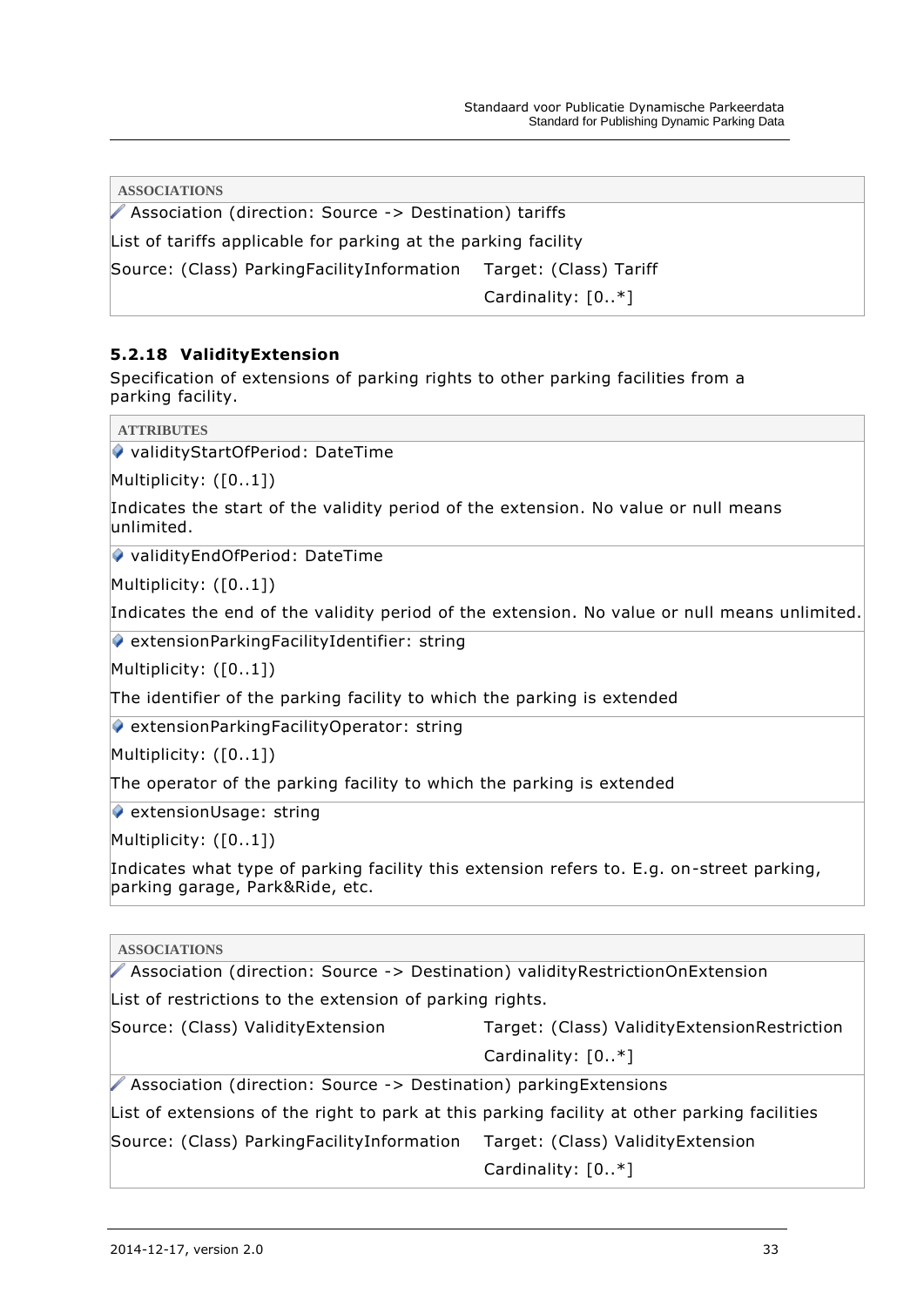| ASSOCIATIONS | |
|---|---|
| Association (direction: Source -> Destination) tariffs | |
| List of tariffs applicable for parking at the parking facility | |
| Source: (Class) ParkingFacilityInformation | Target: (Class) Tariff |
| | Cardinality: [0..*] |

### 5.2.18 ValidityExtension

Specification of extensions of parking rights to other parking facilities from a parking facility.

| ATTRIBUTES |
|---|
| validityStartOfPeriod: DateTime |
| Multiplicity: ([0..1]) |
| Indicates the start of the validity period of the extension. No value or null means unlimited. |
| validityEndOfPeriod: DateTime |
| Multiplicity: ([0..1]) |
| Indicates the end of the validity period of the extension. No value or null means unlimited. |
| extensionParkingFacilityIdentifier: string |
| Multiplicity: ([0..1]) |
| The identifier of the parking facility to which the parking is extended |
| extensionParkingFacilityOperator: string |
| Multiplicity: ([0..1]) |
| The operator of the parking facility to which the parking is extended |
| extensionUsage: string |
| Multiplicity: ([0..1]) |
| Indicates what type of parking facility this extension refers to. E.g. on-street parking, parking garage, Park&Ride, etc. |

| ASSOCIATIONS | |
|---|---|
| Association (direction: Source -> Destination) validityRestrictionOnExtension | |
| List of restrictions to the extension of parking rights. | |
| Source: (Class) ValidityExtension | Target: (Class) ValidityExtensionRestriction |
| | Cardinality: [0..*] |
| Association (direction: Source -> Destination) parkingExtensions | |
| List of extensions of the right to park at this parking facility at other parking facilities | |
| Source: (Class) ParkingFacilityInformation | Target: (Class) ValidityExtension |
| | Cardinality: [0..*] |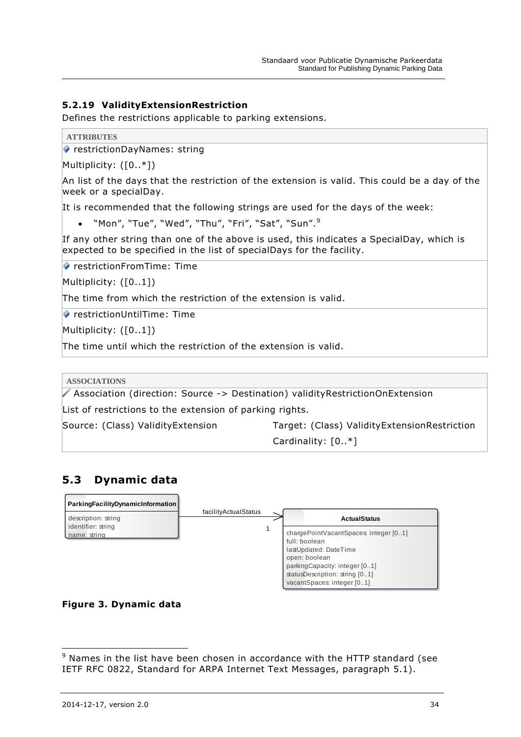### 5.2.19 ValidityExtensionRestriction

Defines the restrictions applicable to parking extensions.

**ATTRIBUTES**

restrictionDayNames: string

Multiplicity: ([0..*])

An list of the days that the restriction of the extension is valid. This could be a day of the week or a specialDay.

It is recommended that the following strings are used for the days of the week:

- "Mon", "Tue", "Wed", "Thu", "Fri", "Sat", "Sun".[9]

If any other string than one of the above is used, this indicates a SpecialDay, which is expected to be specified in the list of specialDays for the facility.

restrictionFromTime: Time

Multiplicity: ([0..1])

The time from which the restriction of the extension is valid.

restrictionUntilTime: Time

Multiplicity: ([0..1])

The time until which the restriction of the extension is valid.

**ASSOCIATIONS**

Association (direction: Source -> Destination) validityRestrictionOnExtension

List of restrictions to the extension of parking rights.

| Source: (Class) ValidityExtension | Target: (Class) ValidityExtensionRestriction |
|---|---|
| | Cardinality: [0..*] |

## 5.3 Dynamic data

ParkingFacilityDynamicInformation
description: string
identifier: string
name: string

facilityActualStatus — 1

ActualStatus
chargePointVacantSpaces: integer [0..1]
full: boolean
lastUpdated: DateTime
open: boolean
parkingCapacity: integer [0..1]
statusDescription: string [0..1]
vacantSpaces: integer [0..1]

**Figure 3. Dynamic data**

[9] Names in the list have been chosen in accordance with the HTTP standard (see IETF RFC 0822, Standard for ARPA Internet Text Messages, paragraph 5.1).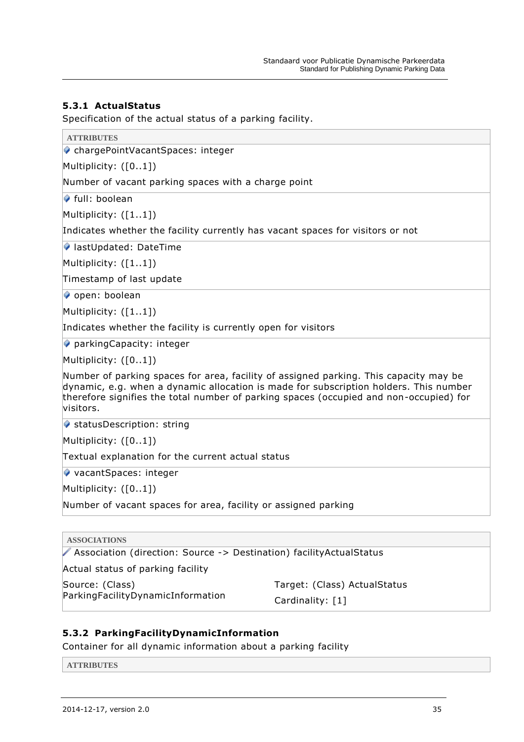### 5.3.1 ActualStatus

Specification of the actual status of a parking facility.

| ATTRIBUTES |
|---|
| chargePointVacantSpaces: integer<br>Multiplicity: ([0..1])<br>Number of vacant parking spaces with a charge point |
| full: boolean<br>Multiplicity: ([1..1])<br>Indicates whether the facility currently has vacant spaces for visitors or not |
| lastUpdated: DateTime<br>Multiplicity: ([1..1])<br>Timestamp of last update |
| open: boolean<br>Multiplicity: ([1..1])<br>Indicates whether the facility is currently open for visitors |
| parkingCapacity: integer<br>Multiplicity: ([0..1])<br>Number of parking spaces for area, facility of assigned parking. This capacity may be dynamic, e.g. when a dynamic allocation is made for subscription holders. This number therefore signifies the total number of parking spaces (occupied and non-occupied) for visitors. |
| statusDescription: string<br>Multiplicity: ([0..1])<br>Textual explanation for the current actual status |
| vacantSpaces: integer<br>Multiplicity: ([0..1])<br>Number of vacant spaces for area, facility or assigned parking |

| ASSOCIATIONS | |
|---|---|
| Association (direction: Source -> Destination) facilityActualStatus<br>Actual status of parking facility | |
| Source: (Class) ParkingFacilityDynamicInformation | Target: (Class) ActualStatus<br>Cardinality: [1] |

### 5.3.2 ParkingFacilityDynamicInformation

Container for all dynamic information about a parking facility

| ATTRIBUTES |
|---|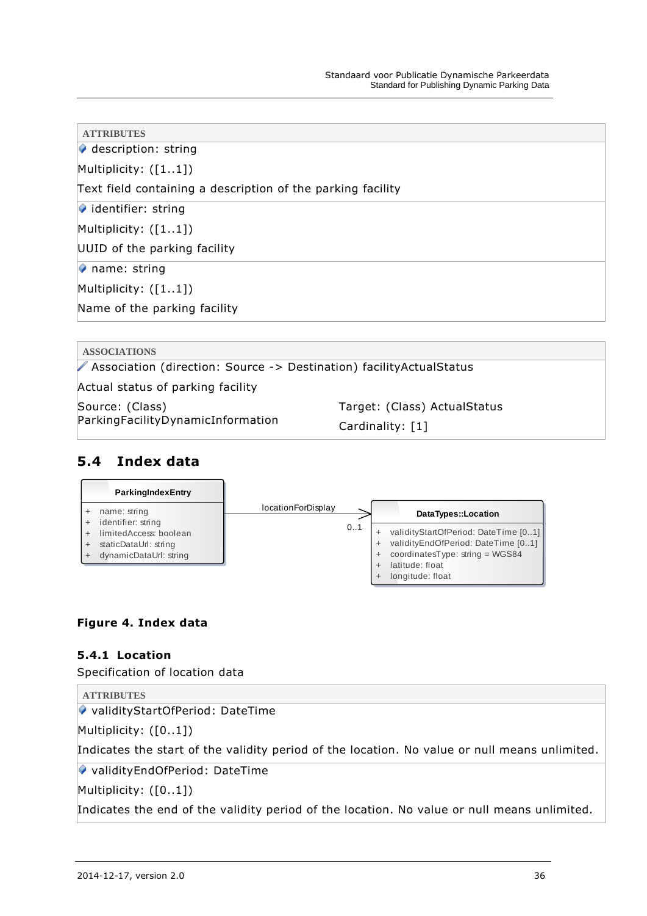| ATTRIBUTES |
| --- |
| description: string<br>Multiplicity: ([1..1])<br>Text field containing a description of the parking facility |
| identifier: string<br>Multiplicity: ([1..1])<br>UUID of the parking facility |
| name: string<br>Multiplicity: ([1..1])<br>Name of the parking facility |

| ASSOCIATIONS | |
| --- | --- |
| Association (direction: Source -> Destination) facilityActualStatus<br>Actual status of parking facility | |
| Source: (Class) ParkingFacilityDynamicInformation | Target: (Class) ActualStatus<br>Cardinality: [1] |

## 5.4 Index data

**ParkingIndexEntry**
- \+ name: string
- \+ identifier: string
- \+ limitedAccess: boolean
- \+ staticDataUrl: string
- \+ dynamicDataUrl: string

locationForDisplay 0..1 →

**DataTypes::Location**
- \+ validityStartOfPeriod: DateTime [0..1]
- \+ validityEndOfPeriod: DateTime [0..1]
- \+ coordinatesType: string = WGS84
- \+ latitude: float
- \+ longitude: float

**Figure 4. Index data**

### 5.4.1 Location

Specification of location data

| ATTRIBUTES |
| --- |
| validityStartOfPeriod: DateTime<br>Multiplicity: ([0..1])<br>Indicates the start of the validity period of the location. No value or null means unlimited. |
| validityEndOfPeriod: DateTime<br>Multiplicity: ([0..1])<br>Indicates the end of the validity period of the location. No value or null means unlimited. |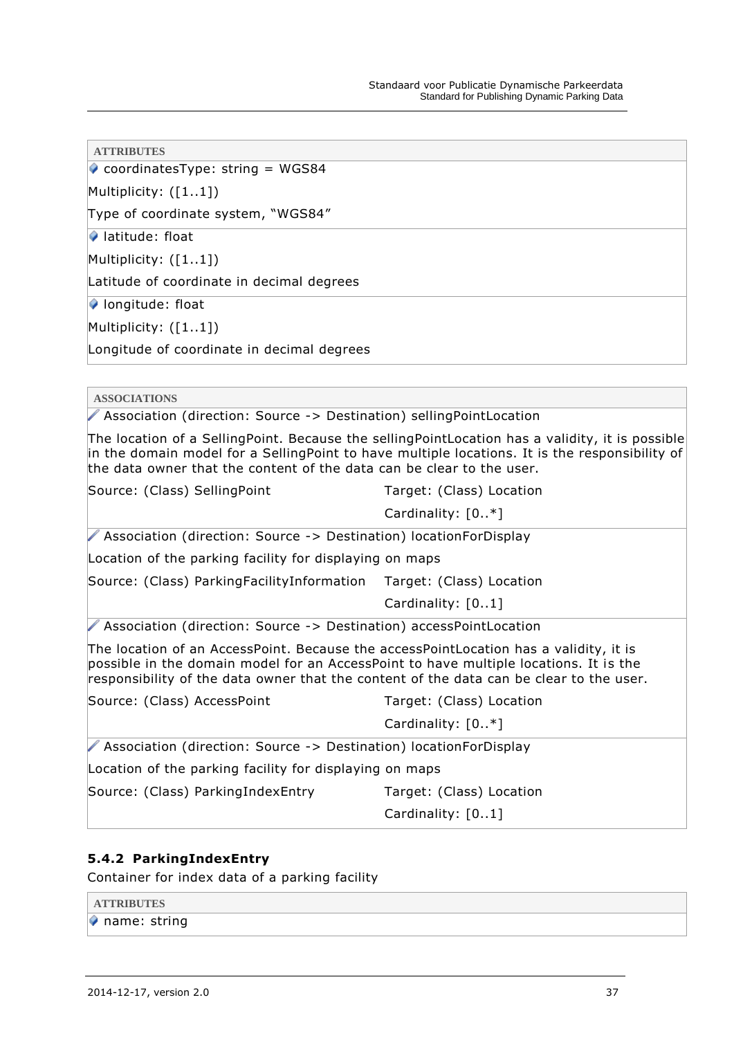| ATTRIBUTES |
| --- |
| coordinatesType: string = WGS84 |
| Multiplicity: ([1..1]) |
| Type of coordinate system, "WGS84" |
| latitude: float |
| Multiplicity: ([1..1]) |
| Latitude of coordinate in decimal degrees |
| longitude: float |
| Multiplicity: ([1..1]) |
| Longitude of coordinate in decimal degrees |

| ASSOCIATIONS | |
| --- | --- |
| Association (direction: Source -> Destination) sellingPointLocation | |
| The location of a SellingPoint. Because the sellingPointLocation has a validity, it is possible in the domain model for a SellingPoint to have multiple locations. It is the responsibility of the data owner that the content of the data can be clear to the user. | |
| Source: (Class) SellingPoint | Target: (Class) Location |
| | Cardinality: [0..*] |
| Association (direction: Source -> Destination) locationForDisplay | |
| Location of the parking facility for displaying on maps | |
| Source: (Class) ParkingFacilityInformation | Target: (Class) Location |
| | Cardinality: [0..1] |
| Association (direction: Source -> Destination) accessPointLocation | |
| The location of an AccessPoint. Because the accessPointLocation has a validity, it is possible in the domain model for an AccessPoint to have multiple locations. It is the responsibility of the data owner that the content of the data can be clear to the user. | |
| Source: (Class) AccessPoint | Target: (Class) Location |
| | Cardinality: [0..*] |
| Association (direction: Source -> Destination) locationForDisplay | |
| Location of the parking facility for displaying on maps | |
| Source: (Class) ParkingIndexEntry | Target: (Class) Location |
| | Cardinality: [0..1] |

### 5.4.2 ParkingIndexEntry

Container for index data of a parking facility

| ATTRIBUTES |
| --- |
| name: string |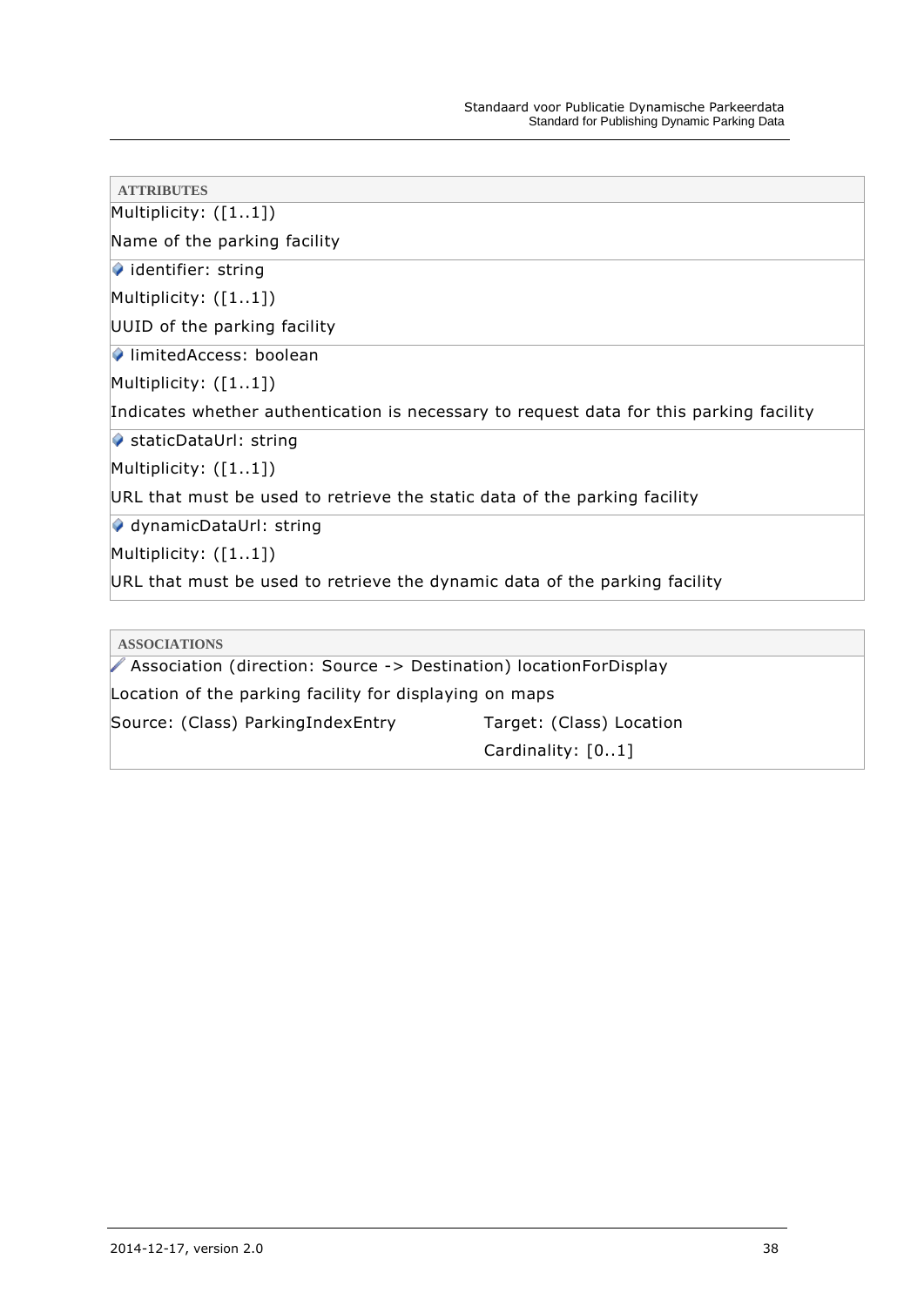**ATTRIBUTES**

Multiplicity: ([1..1])

Name of the parking facility

- identifier: string

Multiplicity: ([1..1])

UUID of the parking facility

- limitedAccess: boolean

Multiplicity: ([1..1])

Indicates whether authentication is necessary to request data for this parking facility

- staticDataUrl: string

Multiplicity: ([1..1])

URL that must be used to retrieve the static data of the parking facility

- dynamicDataUrl: string

Multiplicity: ([1..1])

URL that must be used to retrieve the dynamic data of the parking facility

**ASSOCIATIONS**

Association (direction: Source -> Destination) locationForDisplay

Location of the parking facility for displaying on maps

| Source: (Class) ParkingIndexEntry | Target: (Class) Location |
|---|---|
| | Cardinality: [0..1] |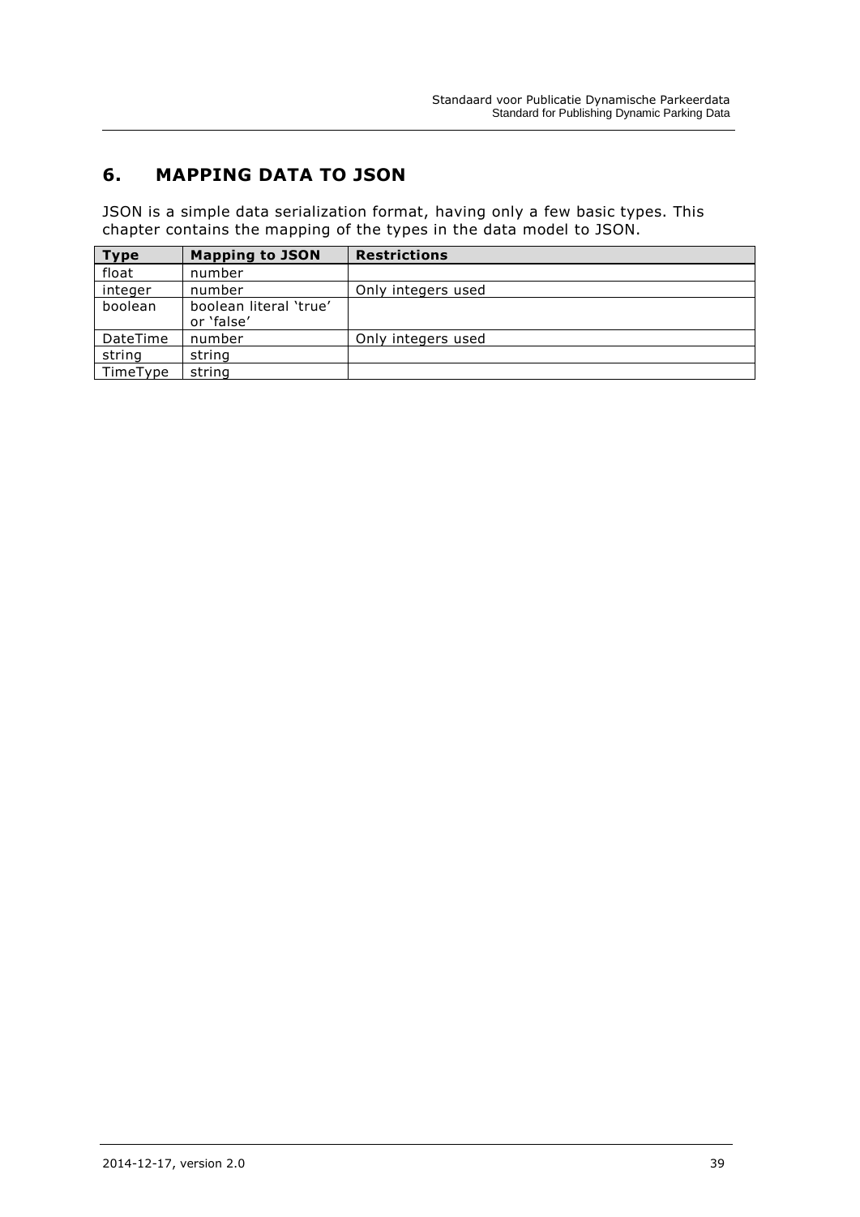# 6. MAPPING DATA TO JSON

JSON is a simple data serialization format, having only a few basic types. This chapter contains the mapping of the types in the data model to JSON.

| Type | Mapping to JSON | Restrictions |
|---|---|---|
| float | number | |
| integer | number | Only integers used |
| boolean | boolean literal 'true' or 'false' | |
| DateTime | number | Only integers used |
| string | string | |
| TimeType | string | |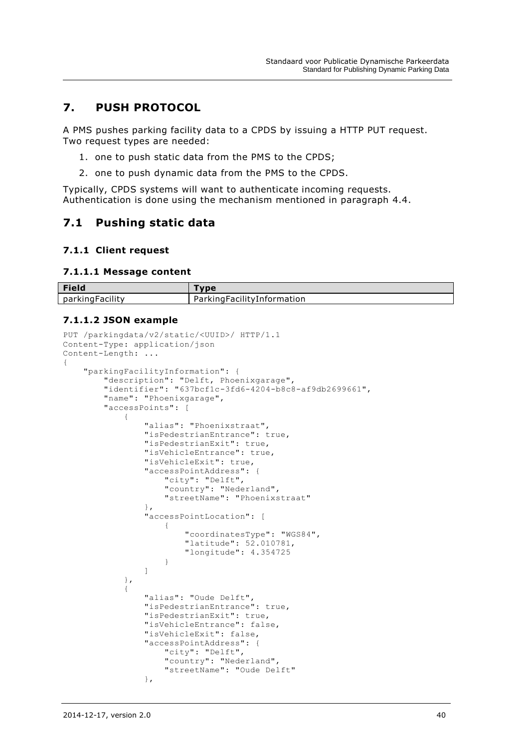# 7. PUSH PROTOCOL

A PMS pushes parking facility data to a CPDS by issuing a HTTP PUT request. Two request types are needed:

1. one to push static data from the PMS to the CPDS;
2. one to push dynamic data from the PMS to the CPDS.

Typically, CPDS systems will want to authenticate incoming requests. Authentication is done using the mechanism mentioned in paragraph 4.4.

## 7.1 Pushing static data

### 7.1.1 Client request

#### 7.1.1.1 Message content

| Field | Type |
|---|---|
| parkingFacility | ParkingFacilityInformation |

#### 7.1.1.2 JSON example

```
PUT /parkingdata/v2/static/<UUID>/ HTTP/1.1
Content-Type: application/json
Content-Length: ...
{
    "parkingFacilityInformation": {
        "description": "Delft, Phoenixgarage",
        "identifier": "637bcf1c-3fd6-4204-b8c8-af9db2699661",
        "name": "Phoenixgarage",
        "accessPoints": [
            {
                "alias": "Phoenixstraat",
                "isPedestrianEntrance": true,
                "isPedestrianExit": true,
                "isVehicleEntrance": true,
                "isVehicleExit": true,
                "accessPointAddress": {
                    "city": "Delft",
                    "country": "Nederland",
                    "streetName": "Phoenixstraat"
                },
                "accessPointLocation": [
                    {
                        "coordinatesType": "WGS84",
                        "latitude": 52.010781,
                        "longitude": 4.354725
                    }
                ]
            },
            {
                "alias": "Oude Delft",
                "isPedestrianEntrance": true,
                "isPedestrianExit": true,
                "isVehicleEntrance": false,
                "isVehicleExit": false,
                "accessPointAddress": {
                    "city": "Delft",
                    "country": "Nederland",
                    "streetName": "Oude Delft"
                },
```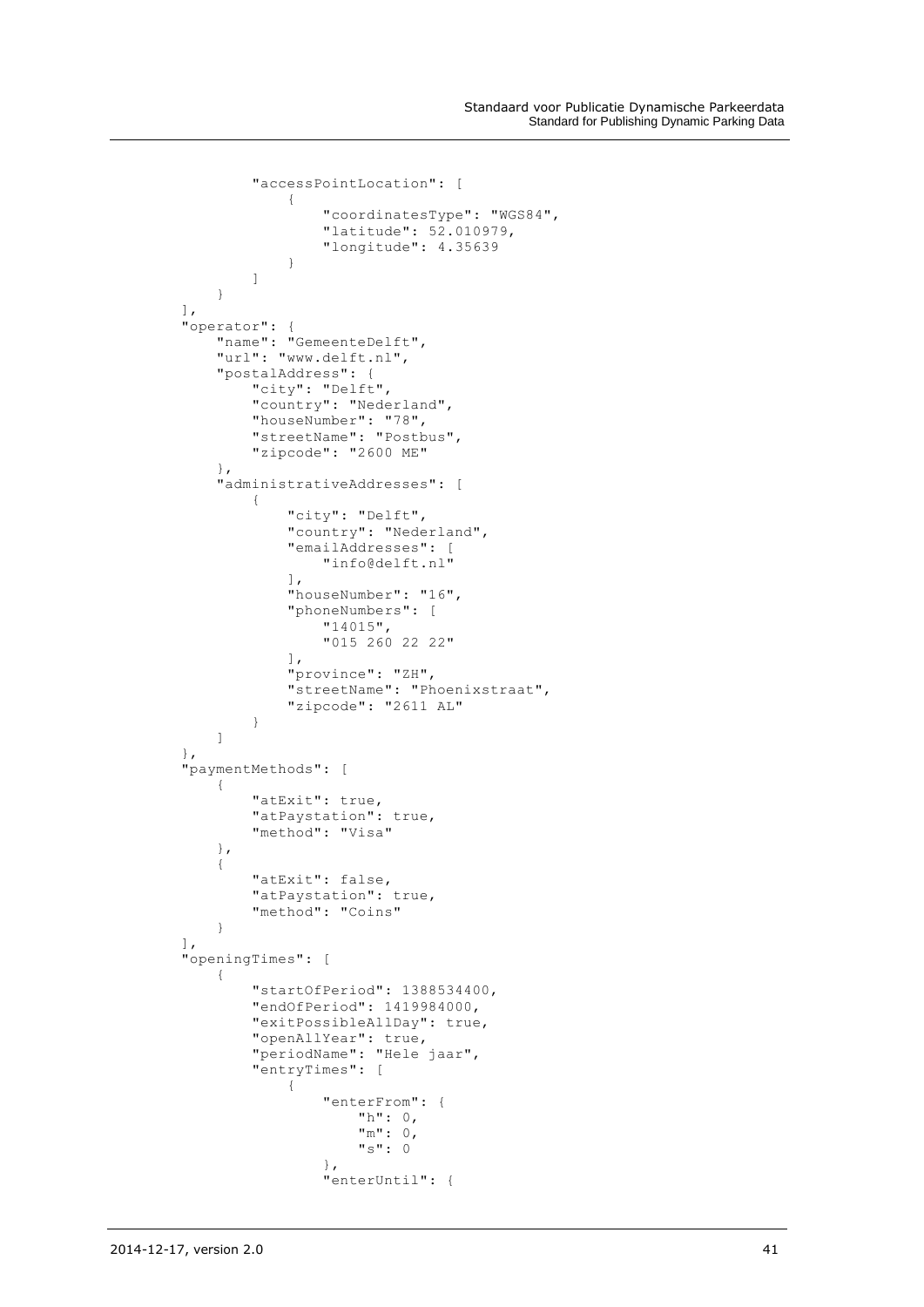```
            "accessPointLocation": [
                {
                    "coordinatesType": "WGS84",
                    "latitude": 52.010979,
                    "longitude": 4.35639
                }
            ]
        }
    ],
    "operator": {
        "name": "GemeenteDelft",
        "url": "www.delft.nl",
        "postalAddress": {
            "city": "Delft",
            "country": "Nederland",
            "houseNumber": "78",
            "streetName": "Postbus",
            "zipcode": "2600 ME"
        },
        "administrativeAddresses": [
            {
                "city": "Delft",
                "country": "Nederland",
                "emailAddresses": [
                    "info@delft.nl"
                ],
                "houseNumber": "16",
                "phoneNumbers": [
                    "14015",
                    "015 260 22 22"
                ],
                "province": "ZH",
                "streetName": "Phoenixstraat",
                "zipcode": "2611 AL"
            }
        ]
    },
    "paymentMethods": [
        {
            "atExit": true,
            "atPaystation": true,
            "method": "Visa"
        },
        {
            "atExit": false,
            "atPaystation": true,
            "method": "Coins"
        }
    ],
    "openingTimes": [
        {
            "startOfPeriod": 1388534400,
            "endOfPeriod": 1419984000,
            "exitPossibleAllDay": true,
            "openAllYear": true,
            "periodName": "Hele jaar",
            "entryTimes": [
                {
                    "enterFrom": {
                        "h": 0,
                        "m": 0,
                        "s": 0
                    },
                    "enterUntil": {
```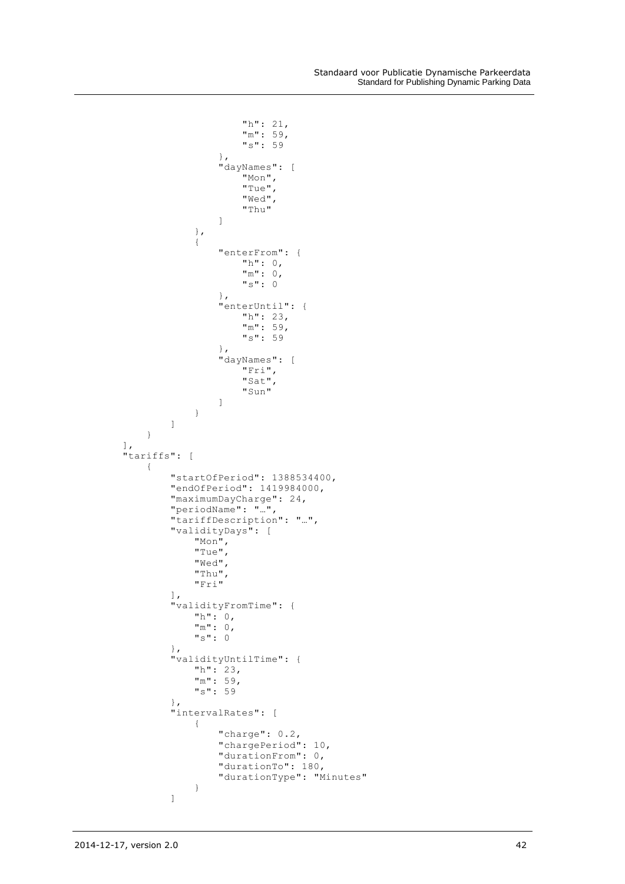```
                    "h": 21,
                    "m": 59,
                    "s": 59
                },
                "dayNames": [
                    "Mon",
                    "Tue",
                    "Wed",
                    "Thu"
                ]
            },
            {
                "enterFrom": {
                    "h": 0,
                    "m": 0,
                    "s": 0
                },
                "enterUntil": {
                    "h": 23,
                    "m": 59,
                    "s": 59
                },
                "dayNames": [
                    "Fri",
                    "Sat",
                    "Sun"
                ]
            }
        ]
    }
],
"tariffs": [
    {
        "startOfPeriod": 1388534400,
        "endOfPeriod": 1419984000,
        "maximumDayCharge": 24,
        "periodName": "…",
        "tariffDescription": "…",
        "validityDays": [
            "Mon",
            "Tue",
            "Wed",
            "Thu",
            "Fri"
        ],
        "validityFromTime": {
            "h": 0,
            "m": 0,
            "s": 0
        },
        "validityUntilTime": {
            "h": 23,
            "m": 59,
            "s": 59
        },
        "intervalRates": [
            {
                "charge": 0.2,
                "chargePeriod": 10,
                "durationFrom": 0,
                "durationTo": 180,
                "durationType": "Minutes"
            }
        ]
```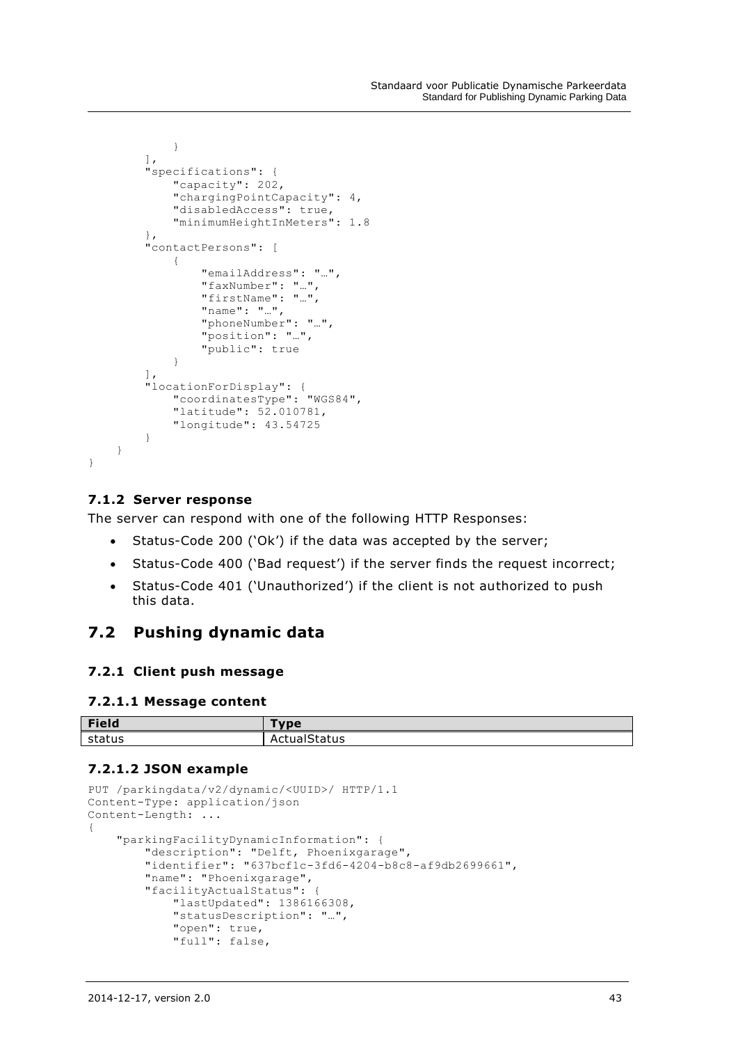```
            }
        ],
        "specifications": {
            "capacity": 202,
            "chargingPointCapacity": 4,
            "disabledAccess": true,
            "minimumHeightInMeters": 1.8
        },
        "contactPersons": [
            {
                "emailAddress": "…",
                "faxNumber": "…",
                "firstName": "…",
                "name": "…",
                "phoneNumber": "…",
                "position": "…",
                "public": true
            }
        ],
        "locationForDisplay": {
            "coordinatesType": "WGS84",
            "latitude": 52.010781,
            "longitude": 43.54725
        }
    }
}
```

#### 7.1.2 Server response

The server can respond with one of the following HTTP Responses:

- Status-Code 200 ('Ok') if the data was accepted by the server;
- Status-Code 400 ('Bad request') if the server finds the request incorrect;
- Status-Code 401 ('Unauthorized') if the client is not authorized to push this data.

## 7.2 Pushing dynamic data

### 7.2.1 Client push message

#### 7.2.1.1 Message content

| Field | Type |
| --- | --- |
| status | ActualStatus |

#### 7.2.1.2 JSON example

```
PUT /parkingdata/v2/dynamic/<UUID>/ HTTP/1.1
Content-Type: application/json
Content-Length: ...
{
    "parkingFacilityDynamicInformation": {
        "description": "Delft, Phoenixgarage",
        "identifier": "637bcf1c-3fd6-4204-b8c8-af9db2699661",
        "name": "Phoenixgarage",
        "facilityActualStatus": {
            "lastUpdated": 1386166308,
            "statusDescription": "…",
            "open": true,
            "full": false,
```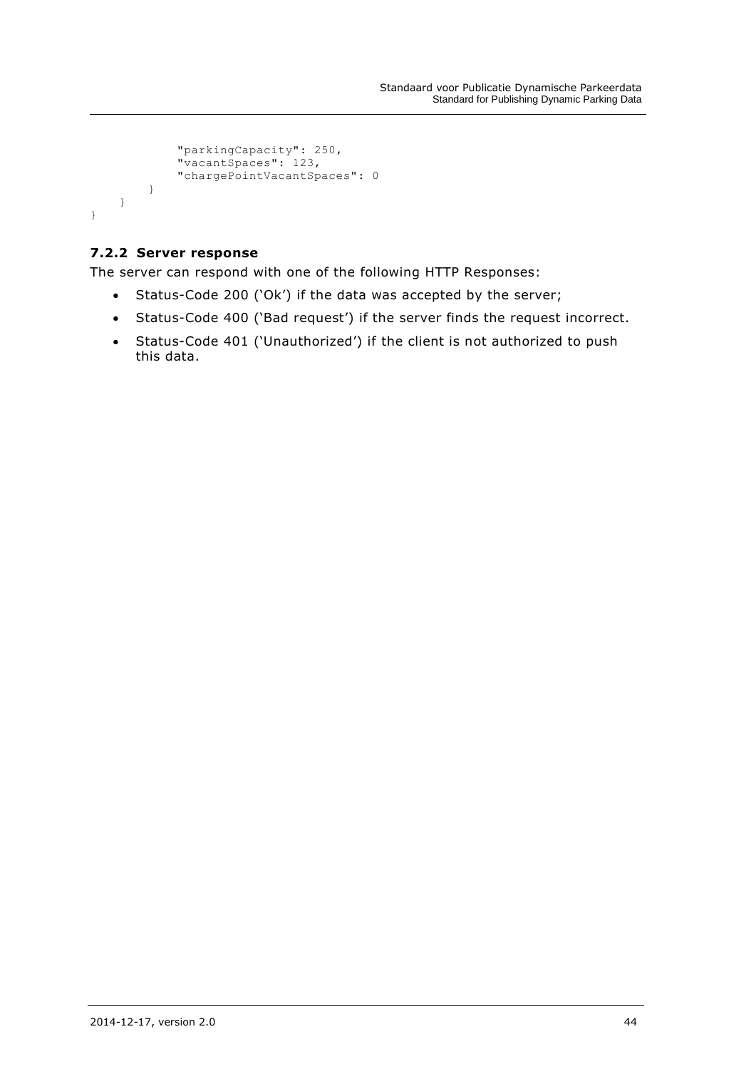```
            "parkingCapacity": 250,
            "vacantSpaces": 123,
            "chargePointVacantSpaces": 0
        }
    }
}
```

### 7.2.2 Server response

The server can respond with one of the following HTTP Responses:

- Status-Code 200 ('Ok') if the data was accepted by the server;
- Status-Code 400 ('Bad request') if the server finds the request incorrect.
- Status-Code 401 ('Unauthorized') if the client is not authorized to push this data.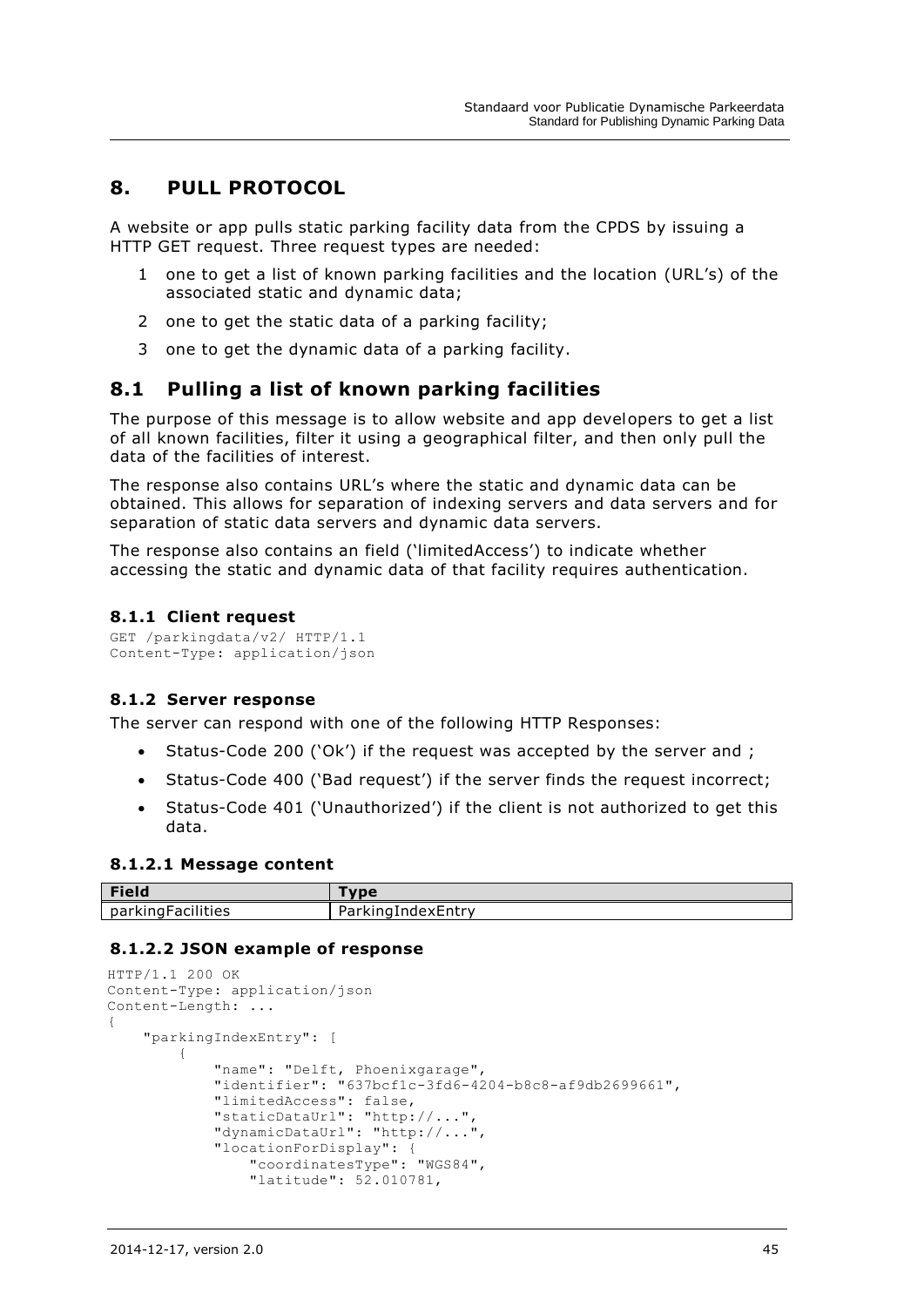# 8. PULL PROTOCOL

A website or app pulls static parking facility data from the CPDS by issuing a HTTP GET request. Three request types are needed:

1. one to get a list of known parking facilities and the location (URL's) of the associated static and dynamic data;
2. one to get the static data of a parking facility;
3. one to get the dynamic data of a parking facility.

## 8.1 Pulling a list of known parking facilities

The purpose of this message is to allow website and app developers to get a list of all known facilities, filter it using a geographical filter, and then only pull the data of the facilities of interest.

The response also contains URL's where the static and dynamic data can be obtained. This allows for separation of indexing servers and data servers and for separation of static data servers and dynamic data servers.

The response also contains an field ('limitedAccess') to indicate whether accessing the static and dynamic data of that facility requires authentication.

### 8.1.1 Client request

```
GET /parkingdata/v2/ HTTP/1.1
Content-Type: application/json
```

### 8.1.2 Server response

The server can respond with one of the following HTTP Responses:

- Status-Code 200 ('Ok') if the request was accepted by the server and ;
- Status-Code 400 ('Bad request') if the server finds the request incorrect;
- Status-Code 401 ('Unauthorized') if the client is not authorized to get this data.

#### 8.1.2.1 Message content

| Field | Type |
|---|---|
| parkingFacilities | ParkingIndexEntry |

#### 8.1.2.2 JSON example of response

```
HTTP/1.1 200 OK
Content-Type: application/json
Content-Length: ...
{
    "parkingIndexEntry": [
        {
            "name": "Delft, Phoenixgarage",
            "identifier": "637bcf1c-3fd6-4204-b8c8-af9db2699661",
            "limitedAccess": false,
            "staticDataUrl": "http://...",
            "dynamicDataUrl": "http://...",
            "locationForDisplay": {
                "coordinatesType": "WGS84",
                "latitude": 52.010781,
```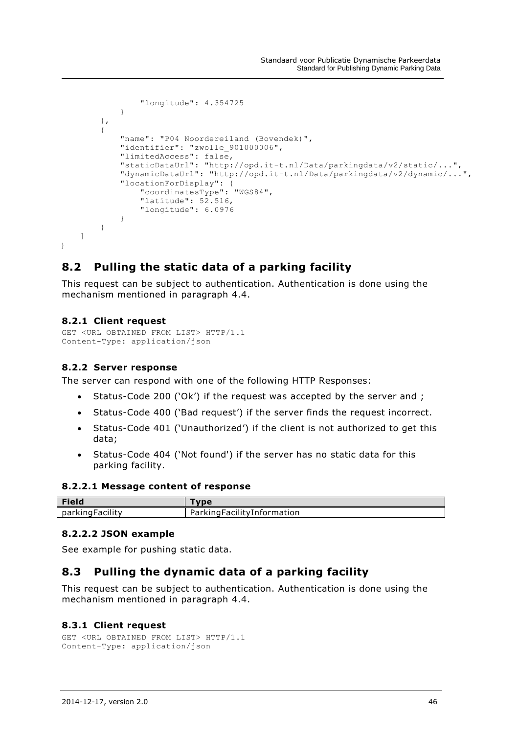```
                "longitude": 4.354725
            }
        },
        {
            "name": "P04 Noordereiland (Bovendek)",
            "identifier": "zwolle_901000006",
            "limitedAccess": false,
            "staticDataUrl": "http://opd.it-t.nl/Data/parkingdata/v2/static/...",
            "dynamicDataUrl": "http://opd.it-t.nl/Data/parkingdata/v2/dynamic/...",
            "locationForDisplay": {
                "coordinatesType": "WGS84",
                "latitude": 52.516,
                "longitude": 6.0976
            }
        }
    ]
}
```

## 8.2 Pulling the static data of a parking facility

This request can be subject to authentication. Authentication is done using the mechanism mentioned in paragraph 4.4.

### 8.2.1 Client request

```
GET <URL OBTAINED FROM LIST> HTTP/1.1
Content-Type: application/json
```

### 8.2.2 Server response

The server can respond with one of the following HTTP Responses:

- Status-Code 200 ('Ok') if the request was accepted by the server and ;
- Status-Code 400 ('Bad request') if the server finds the request incorrect.
- Status-Code 401 ('Unauthorized') if the client is not authorized to get this data;
- Status-Code 404 ('Not found') if the server has no static data for this parking facility.

#### 8.2.2.1 Message content of response

| Field | Type |
|---|---|
| parkingFacility | ParkingFacilityInformation |

#### 8.2.2.2 JSON example

See example for pushing static data.

## 8.3 Pulling the dynamic data of a parking facility

This request can be subject to authentication. Authentication is done using the mechanism mentioned in paragraph 4.4.

### 8.3.1 Client request

```
GET <URL OBTAINED FROM LIST> HTTP/1.1
Content-Type: application/json
```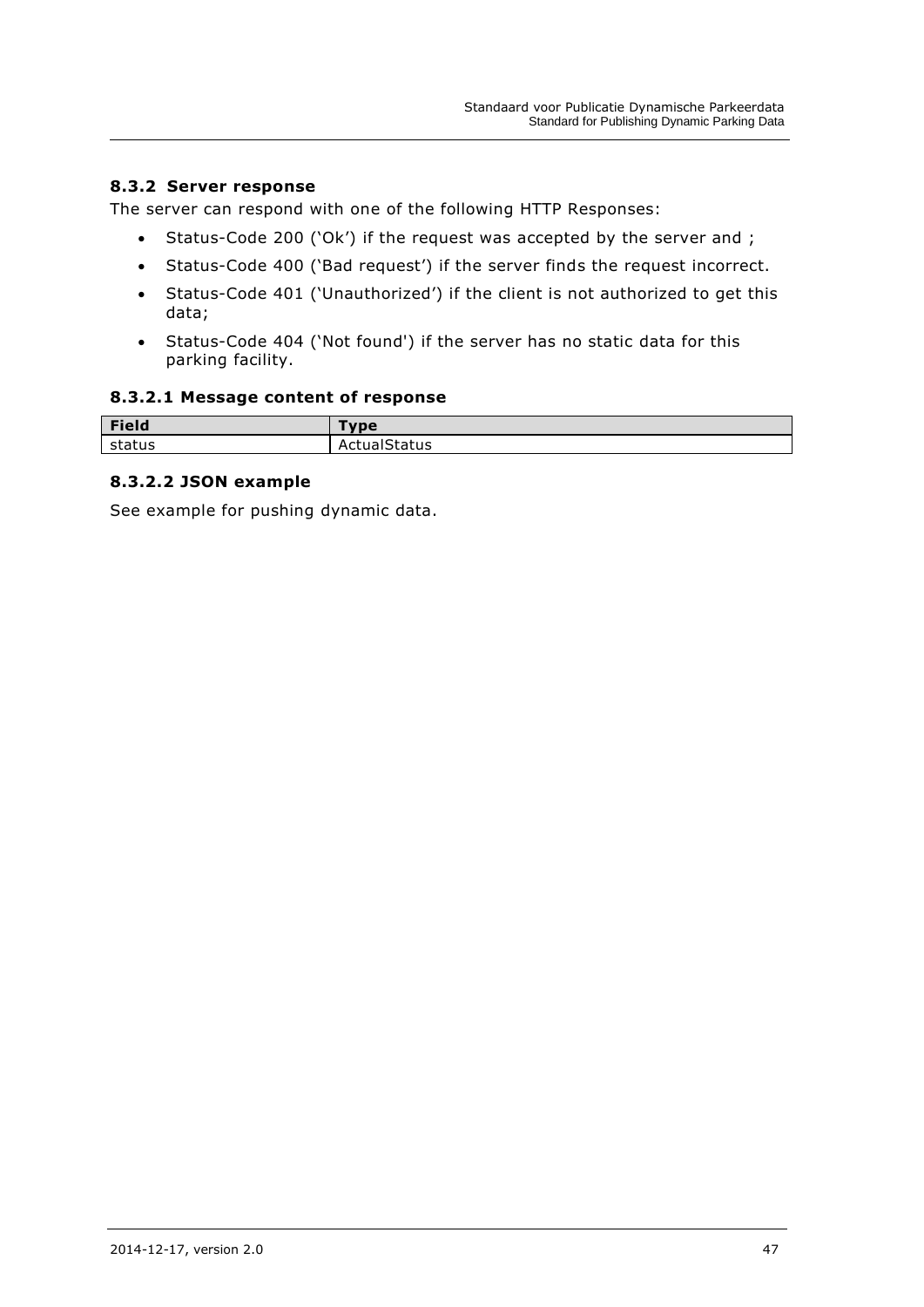### 8.3.2 Server response

The server can respond with one of the following HTTP Responses:

- Status-Code 200 ('Ok') if the request was accepted by the server and ;
- Status-Code 400 ('Bad request') if the server finds the request incorrect.
- Status-Code 401 ('Unauthorized') if the client is not authorized to get this data;
- Status-Code 404 ('Not found') if the server has no static data for this parking facility.

#### 8.3.2.1 Message content of response

| Field | Type |
| --- | --- |
| status | ActualStatus |

#### 8.3.2.2 JSON example

See example for pushing dynamic data.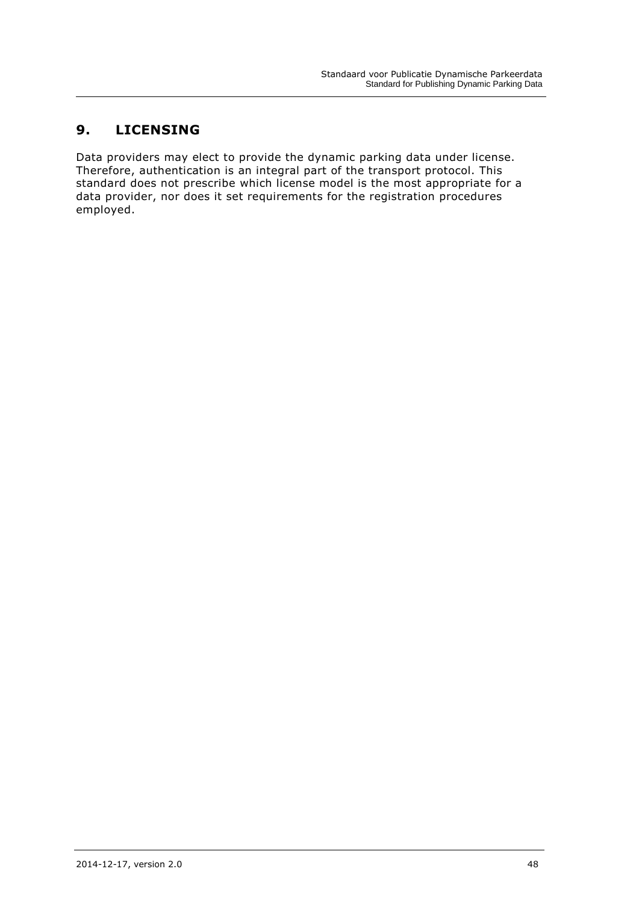# 9. LICENSING

Data providers may elect to provide the dynamic parking data under license. Therefore, authentication is an integral part of the transport protocol. This standard does not prescribe which license model is the most appropriate for a data provider, nor does it set requirements for the registration procedures employed.